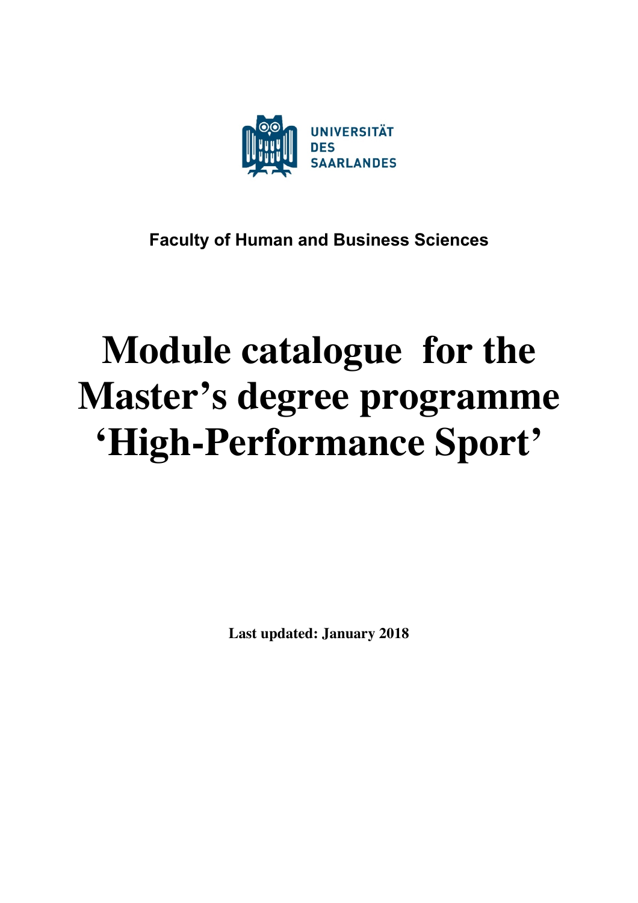UNIVERSITÄT
DES
SAARLANDES

**Faculty of Human and Business Sciences**

# Module catalogue for the Master's degree programme 'High-Performance Sport'

**Last updated: January 2018**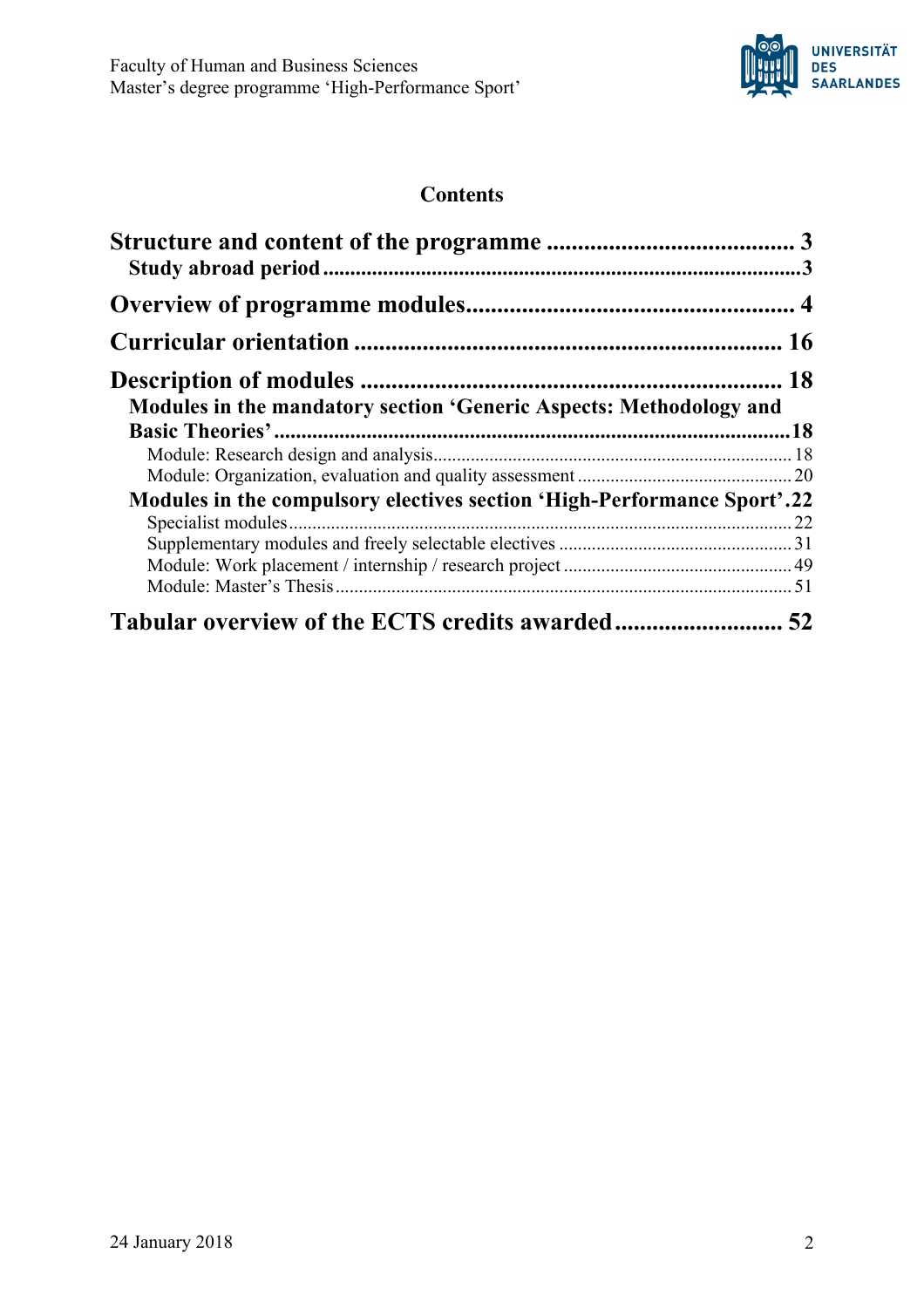## Contents

**Structure and content of the programme** ........................................ 3

- **Study abroad period** ........................................................................ 3

**Overview of programme modules** .................................................... 4

**Curricular orientation** .................................................................... 16

**Description of modules** ................................................................... 18

- **Modules in the mandatory section 'Generic Aspects: Methodology and Basic Theories'** ........................................................................ 18
  - Module: Research design and analysis ........................................................................ 18
  - Module: Organization, evaluation and quality assessment ........................................... 20
- **Modules in the compulsory electives section 'High-Performance Sport'** .22
  - Specialist modules ......................................................................................................... 22
  - Supplementary modules and freely selectable electives ................................................ 31
  - Module: Work placement / internship / research project ............................................... 49
  - Module: Master's Thesis ................................................................................................ 51

**Tabular overview of the ECTS credits awarded** .......................... 52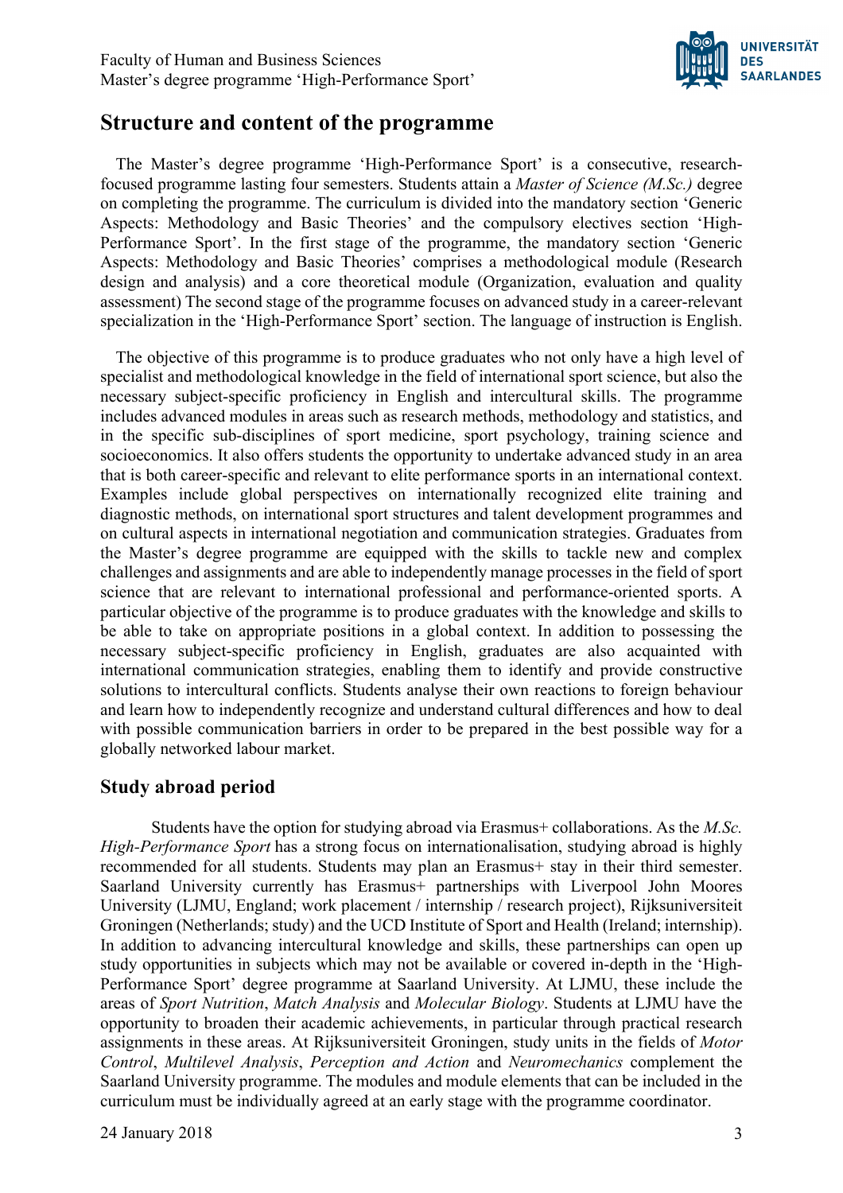## Structure and content of the programme

The Master's degree programme 'High-Performance Sport' is a consecutive, research-focused programme lasting four semesters. Students attain a *Master of Science (M.Sc.)* degree on completing the programme. The curriculum is divided into the mandatory section 'Generic Aspects: Methodology and Basic Theories' and the compulsory electives section 'High-Performance Sport'. In the first stage of the programme, the mandatory section 'Generic Aspects: Methodology and Basic Theories' comprises a methodological module (Research design and analysis) and a core theoretical module (Organization, evaluation and quality assessment) The second stage of the programme focuses on advanced study in a career-relevant specialization in the 'High-Performance Sport' section. The language of instruction is English.

The objective of this programme is to produce graduates who not only have a high level of specialist and methodological knowledge in the field of international sport science, but also the necessary subject-specific proficiency in English and intercultural skills. The programme includes advanced modules in areas such as research methods, methodology and statistics, and in the specific sub-disciplines of sport medicine, sport psychology, training science and socioeconomics. It also offers students the opportunity to undertake advanced study in an area that is both career-specific and relevant to elite performance sports in an international context. Examples include global perspectives on internationally recognized elite training and diagnostic methods, on international sport structures and talent development programmes and on cultural aspects in international negotiation and communication strategies. Graduates from the Master's degree programme are equipped with the skills to tackle new and complex challenges and assignments and are able to independently manage processes in the field of sport science that are relevant to international professional and performance-oriented sports. A particular objective of the programme is to produce graduates with the knowledge and skills to be able to take on appropriate positions in a global context. In addition to possessing the necessary subject-specific proficiency in English, graduates are also acquainted with international communication strategies, enabling them to identify and provide constructive solutions to intercultural conflicts. Students analyse their own reactions to foreign behaviour and learn how to independently recognize and understand cultural differences and how to deal with possible communication barriers in order to be prepared in the best possible way for a globally networked labour market.

### Study abroad period

Students have the option for studying abroad via Erasmus+ collaborations. As the *M.Sc. High-Performance Sport* has a strong focus on internationalisation, studying abroad is highly recommended for all students. Students may plan an Erasmus+ stay in their third semester. Saarland University currently has Erasmus+ partnerships with Liverpool John Moores University (LJMU, England; work placement / internship / research project), Rijksuniversiteit Groningen (Netherlands; study) and the UCD Institute of Sport and Health (Ireland; internship). In addition to advancing intercultural knowledge and skills, these partnerships can open up study opportunities in subjects which may not be available or covered in-depth in the 'High-Performance Sport' degree programme at Saarland University. At LJMU, these include the areas of *Sport Nutrition*, *Match Analysis* and *Molecular Biology*. Students at LJMU have the opportunity to broaden their academic achievements, in particular through practical research assignments in these areas. At Rijksuniversiteit Groningen, study units in the fields of *Motor Control*, *Multilevel Analysis*, *Perception and Action* and *Neuromechanics* complement the Saarland University programme. The modules and module elements that can be included in the curriculum must be individually agreed at an early stage with the programme coordinator.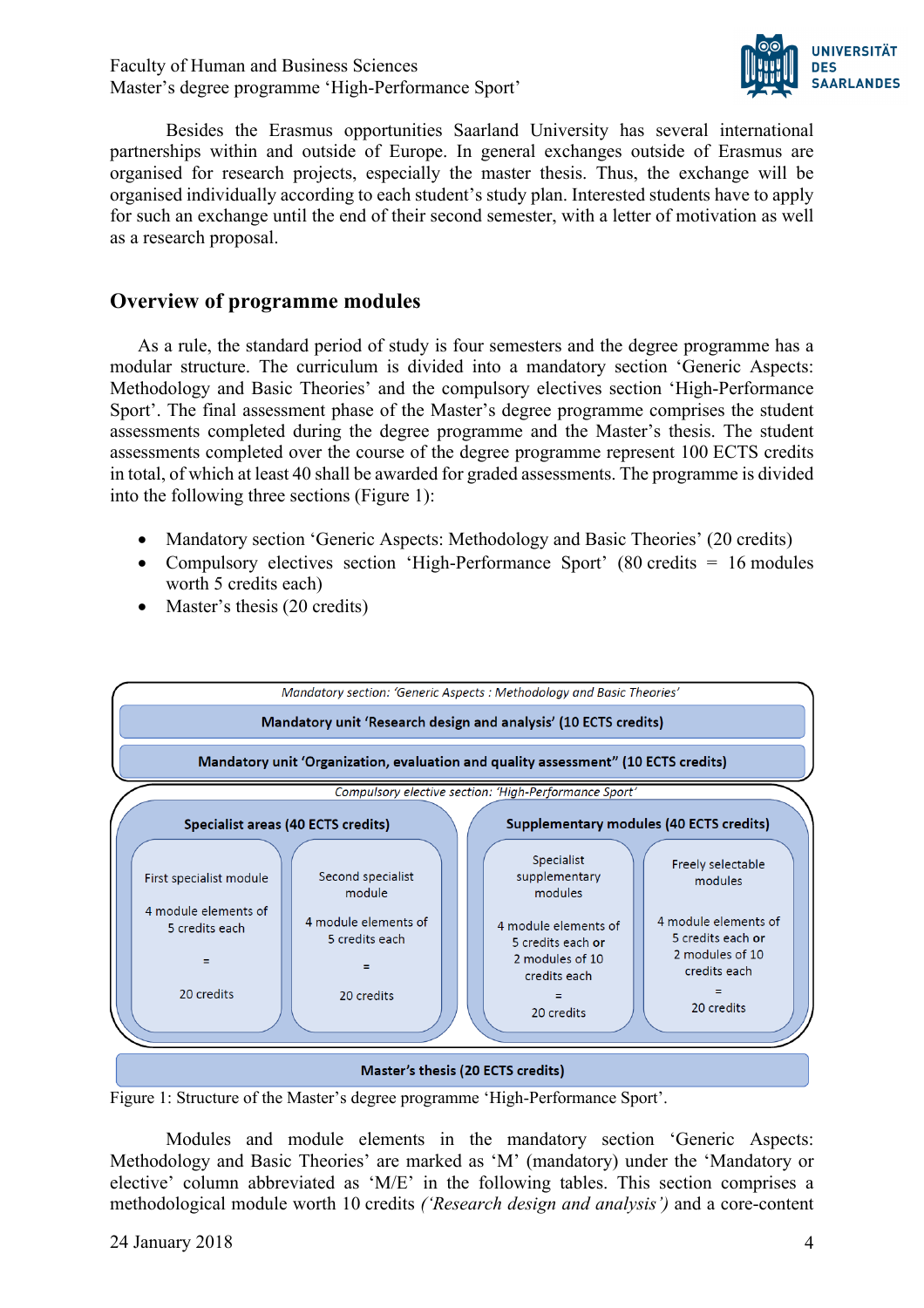Besides the Erasmus opportunities Saarland University has several international partnerships within and outside of Europe. In general exchanges outside of Erasmus are organised for research projects, especially the master thesis. Thus, the exchange will be organised individually according to each student's study plan. Interested students have to apply for such an exchange until the end of their second semester, with a letter of motivation as well as a research proposal.

## Overview of programme modules

As a rule, the standard period of study is four semesters and the degree programme has a modular structure. The curriculum is divided into a mandatory section 'Generic Aspects: Methodology and Basic Theories' and the compulsory electives section 'High-Performance Sport'. The final assessment phase of the Master's degree programme comprises the student assessments completed during the degree programme and the Master's thesis. The student assessments completed over the course of the degree programme represent 100 ECTS credits in total, of which at least 40 shall be awarded for graded assessments. The programme is divided into the following three sections (Figure 1):

- Mandatory section 'Generic Aspects: Methodology and Basic Theories' (20 credits)
- Compulsory electives section 'High-Performance Sport' (80 credits = 16 modules worth 5 credits each)
- Master's thesis (20 credits)

*Mandatory section: 'Generic Aspects : Methodology and Basic Theories'*

**Mandatory unit 'Research design and analysis' (10 ECTS credits)**

**Mandatory unit 'Organization, evaluation and quality assessment" (10 ECTS credits)**

*Compulsory elective section: 'High-Performance Sport'*

| **Specialist areas (40 ECTS credits)** | | **Supplementary modules (40 ECTS credits)** | |
|---|---|---|---|
| First specialist module | Second specialist module | Specialist supplementary modules | Freely selectable modules |
| 4 module elements of 5 credits each = 20 credits | 4 module elements of 5 credits each = 20 credits | 4 module elements of 5 credits each **or** 2 modules of 10 credits each = 20 credits | 4 module elements of 5 credits each **or** 2 modules of 10 credits each = 20 credits |

**Master's thesis (20 ECTS credits)**

Figure 1: Structure of the Master's degree programme 'High-Performance Sport'.

Modules and module elements in the mandatory section 'Generic Aspects: Methodology and Basic Theories' are marked as 'M' (mandatory) under the 'Mandatory or elective' column abbreviated as 'M/E' in the following tables. This section comprises a methodological module worth 10 credits *('Research design and analysis')* and a core-content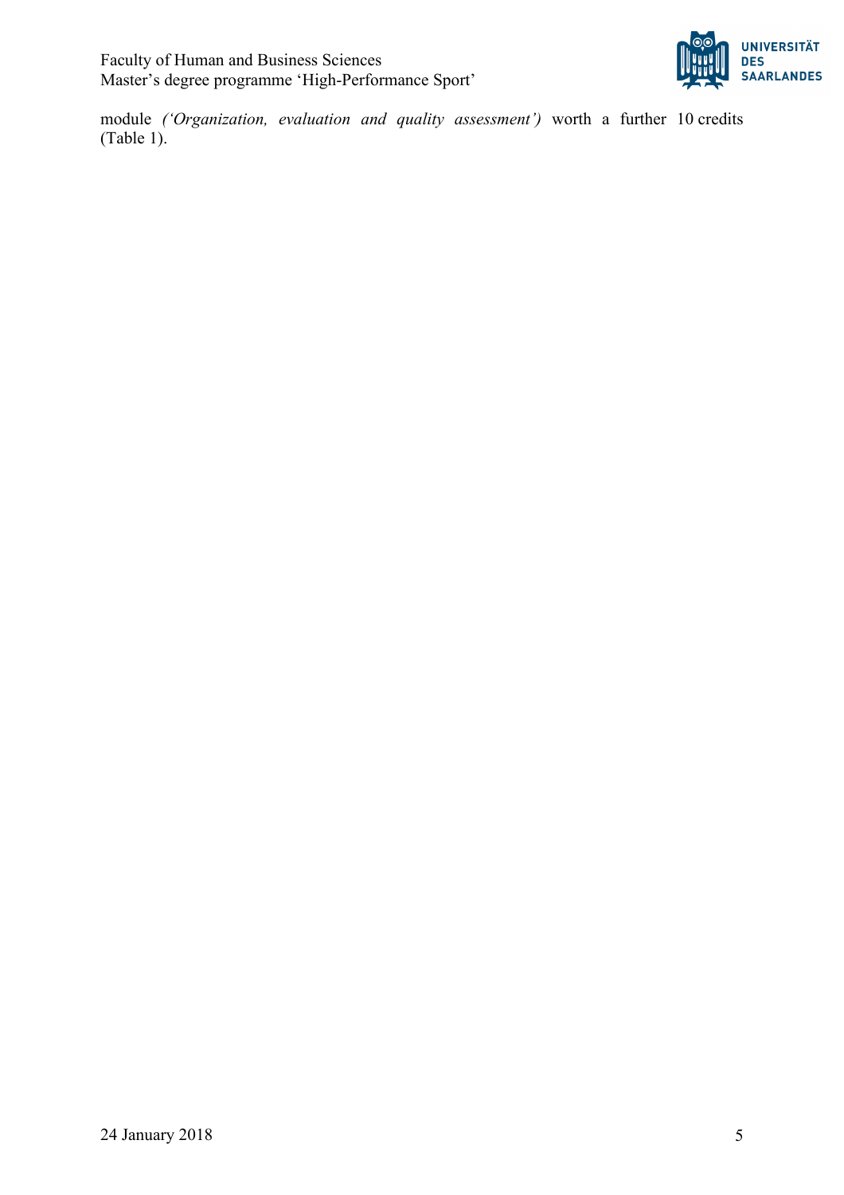module *('Organization, evaluation and quality assessment')* worth a further 10 credits (Table 1).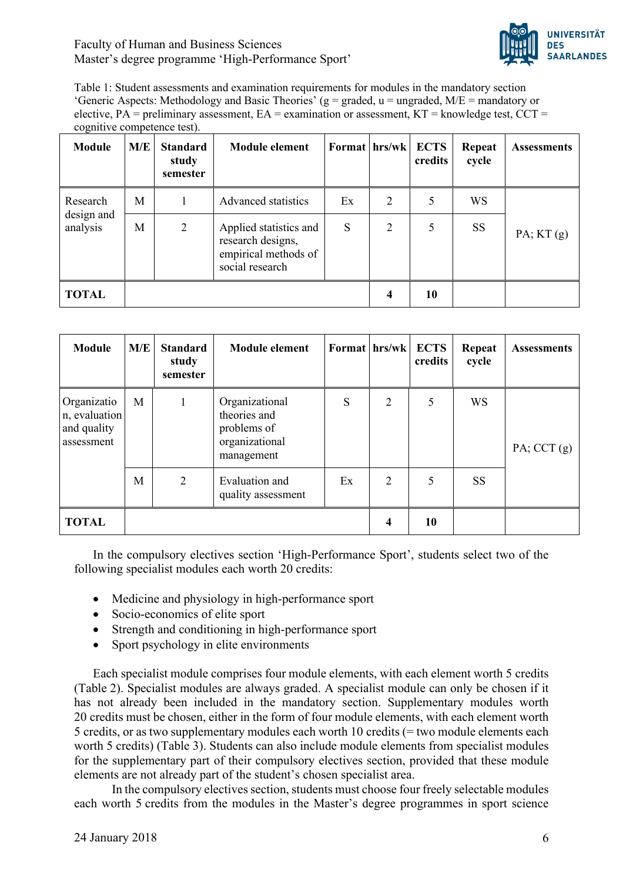Table 1: Student assessments and examination requirements for modules in the mandatory section 'Generic Aspects: Methodology and Basic Theories' (g = graded, u = ungraded, M/E = mandatory or elective, PA = preliminary assessment, EA = examination or assessment, KT = knowledge test, CCT = cognitive competence test).

| Module | M/E | Standard study semester | Module element | Format | hrs/wk | ECTS credits | Repeat cycle | Assessments |
|---|---|---|---|---|---|---|---|---|
| Research design and analysis | M | 1 | Advanced statistics | Ex | 2 | 5 | WS | PA; KT (g) |
| | M | 2 | Applied statistics and research designs, empirical methods of social research | S | 2 | 5 | SS | |
| **TOTAL** | | | | | **4** | **10** | | |

| Module | M/E | Standard study semester | Module element | Format | hrs/wk | ECTS credits | Repeat cycle | Assessments |
|---|---|---|---|---|---|---|---|---|
| Organization, evaluation and quality assessment | M | 1 | Organizational theories and problems of organizational management | S | 2 | 5 | WS | PA; CCT (g) |
| | M | 2 | Evaluation and quality assessment | Ex | 2 | 5 | SS | |
| **TOTAL** | | | | | **4** | **10** | | |

In the compulsory electives section 'High-Performance Sport', students select two of the following specialist modules each worth 20 credits:

- Medicine and physiology in high-performance sport
- Socio-economics of elite sport
- Strength and conditioning in high-performance sport
- Sport psychology in elite environments

Each specialist module comprises four module elements, with each element worth 5 credits (Table 2). Specialist modules are always graded. A specialist module can only be chosen if it has not already been included in the mandatory section. Supplementary modules worth 20 credits must be chosen, either in the form of four module elements, with each element worth 5 credits, or as two supplementary modules each worth 10 credits (= two module elements each worth 5 credits) (Table 3). Students can also include module elements from specialist modules for the supplementary part of their compulsory electives section, provided that these module elements are not already part of the student's chosen specialist area.

In the compulsory electives section, students must choose four freely selectable modules each worth 5 credits from the modules in the Master's degree programmes in sport science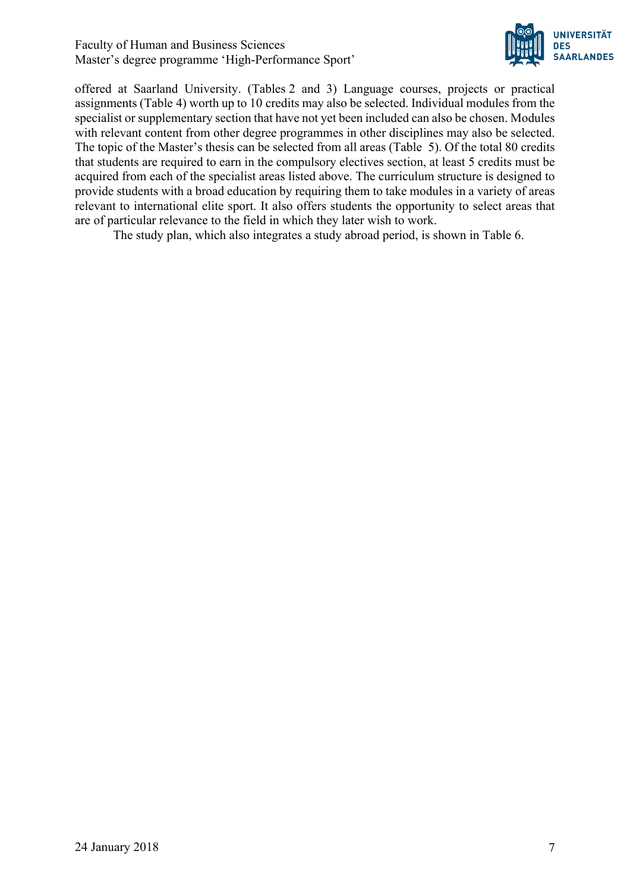offered at Saarland University. (Tables 2 and 3) Language courses, projects or practical assignments (Table 4) worth up to 10 credits may also be selected. Individual modules from the specialist or supplementary section that have not yet been included can also be chosen. Modules with relevant content from other degree programmes in other disciplines may also be selected. The topic of the Master's thesis can be selected from all areas (Table 5). Of the total 80 credits that students are required to earn in the compulsory electives section, at least 5 credits must be acquired from each of the specialist areas listed above. The curriculum structure is designed to provide students with a broad education by requiring them to take modules in a variety of areas relevant to international elite sport. It also offers students the opportunity to select areas that are of particular relevance to the field in which they later wish to work.

The study plan, which also integrates a study abroad period, is shown in Table 6.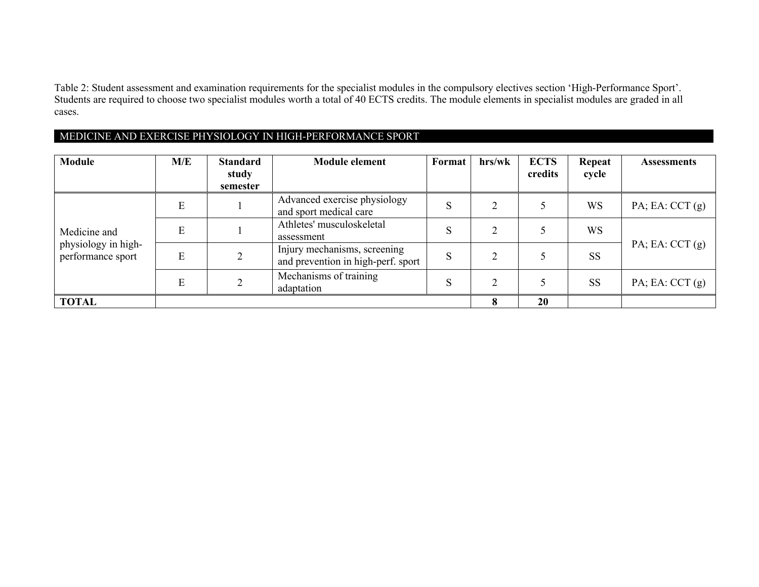Table 2: Student assessment and examination requirements for the specialist modules in the compulsory electives section 'High-Performance Sport'. Students are required to choose two specialist modules worth a total of 40 ECTS credits. The module elements in specialist modules are graded in all cases.

## MEDICINE AND EXERCISE PHYSIOLOGY IN HIGH-PERFORMANCE SPORT

| Module | M/E | Standard study semester | Module element | Format | hrs/wk | ECTS credits | Repeat cycle | Assessments |
|---|---|---|---|---|---|---|---|---|
| Medicine and physiology in high-performance sport | E | 1 | Advanced exercise physiology and sport medical care | S | 2 | 5 | WS | PA; EA: CCT (g) |
| | E | 1 | Athletes' musculoskeletal assessment | S | 2 | 5 | WS | PA; EA: CCT (g) |
| | E | 2 | Injury mechanisms, screening and prevention in high-perf. sport | S | 2 | 5 | SS | |
| | E | 2 | Mechanisms of training adaptation | S | 2 | 5 | SS | PA; EA: CCT (g) |
| **TOTAL** | | | | | **8** | **20** | | |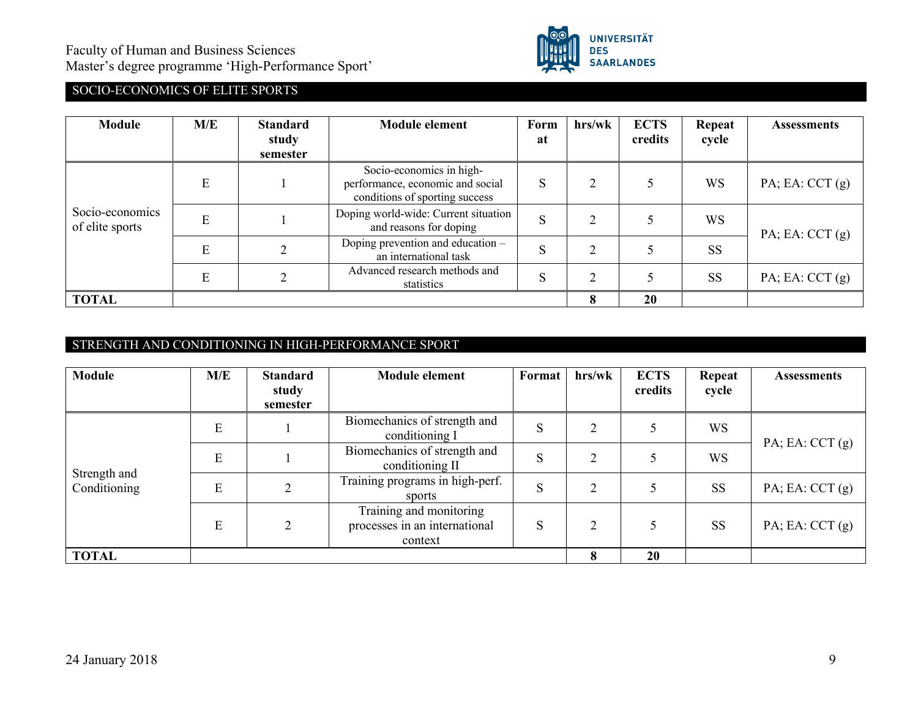## SOCIO-ECONOMICS OF ELITE SPORTS

| Module | M/E | Standard study semester | Module element | Format | hrs/wk | ECTS credits | Repeat cycle | Assessments |
|---|---|---|---|---|---|---|---|---|
| Socio-economics of elite sports | E | 1 | Socio-economics in high-performance, economic and social conditions of sporting success | S | 2 | 5 | WS | PA; EA: CCT (g) |
| | E | 1 | Doping world-wide: Current situation and reasons for doping | S | 2 | 5 | WS | PA; EA: CCT (g) |
| | E | 2 | Doping prevention and education – an international task | S | 2 | 5 | SS | |
| | E | 2 | Advanced research methods and statistics | S | 2 | 5 | SS | PA; EA: CCT (g) |
| **TOTAL** | | | | | **8** | **20** | | |

## STRENGTH AND CONDITIONING IN HIGH-PERFORMANCE SPORT

| Module | M/E | Standard study semester | Module element | Format | hrs/wk | ECTS credits | Repeat cycle | Assessments |
|---|---|---|---|---|---|---|---|---|
| Strength and Conditioning | E | 1 | Biomechanics of strength and conditioning I | S | 2 | 5 | WS | PA; EA: CCT (g) |
| | E | 1 | Biomechanics of strength and conditioning II | S | 2 | 5 | WS | |
| | E | 2 | Training programs in high-perf. sports | S | 2 | 5 | SS | PA; EA: CCT (g) |
| | E | 2 | Training and monitoring processes in an international context | S | 2 | 5 | SS | PA; EA: CCT (g) |
| **TOTAL** | | | | | **8** | **20** | | |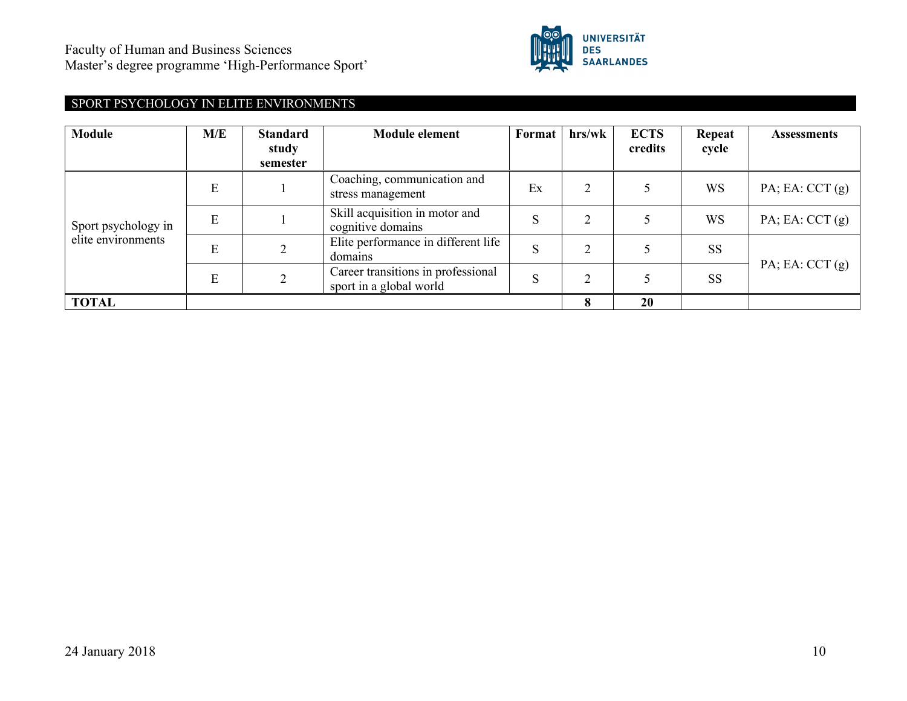## SPORT PSYCHOLOGY IN ELITE ENVIRONMENTS

| Module | M/E | Standard study semester | Module element | Format | hrs/wk | ECTS credits | Repeat cycle | Assessments |
|---|---|---|---|---|---|---|---|---|
| Sport psychology in elite environments | E | 1 | Coaching, communication and stress management | Ex | 2 | 5 | WS | PA; EA: CCT (g) |
| | E | 1 | Skill acquisition in motor and cognitive domains | S | 2 | 5 | WS | PA; EA: CCT (g) |
| | E | 2 | Elite performance in different life domains | S | 2 | 5 | SS | PA; EA: CCT (g) |
| | E | 2 | Career transitions in professional sport in a global world | S | 2 | 5 | SS | |
| **TOTAL** | | | | | **8** | **20** | | |

24 January 2018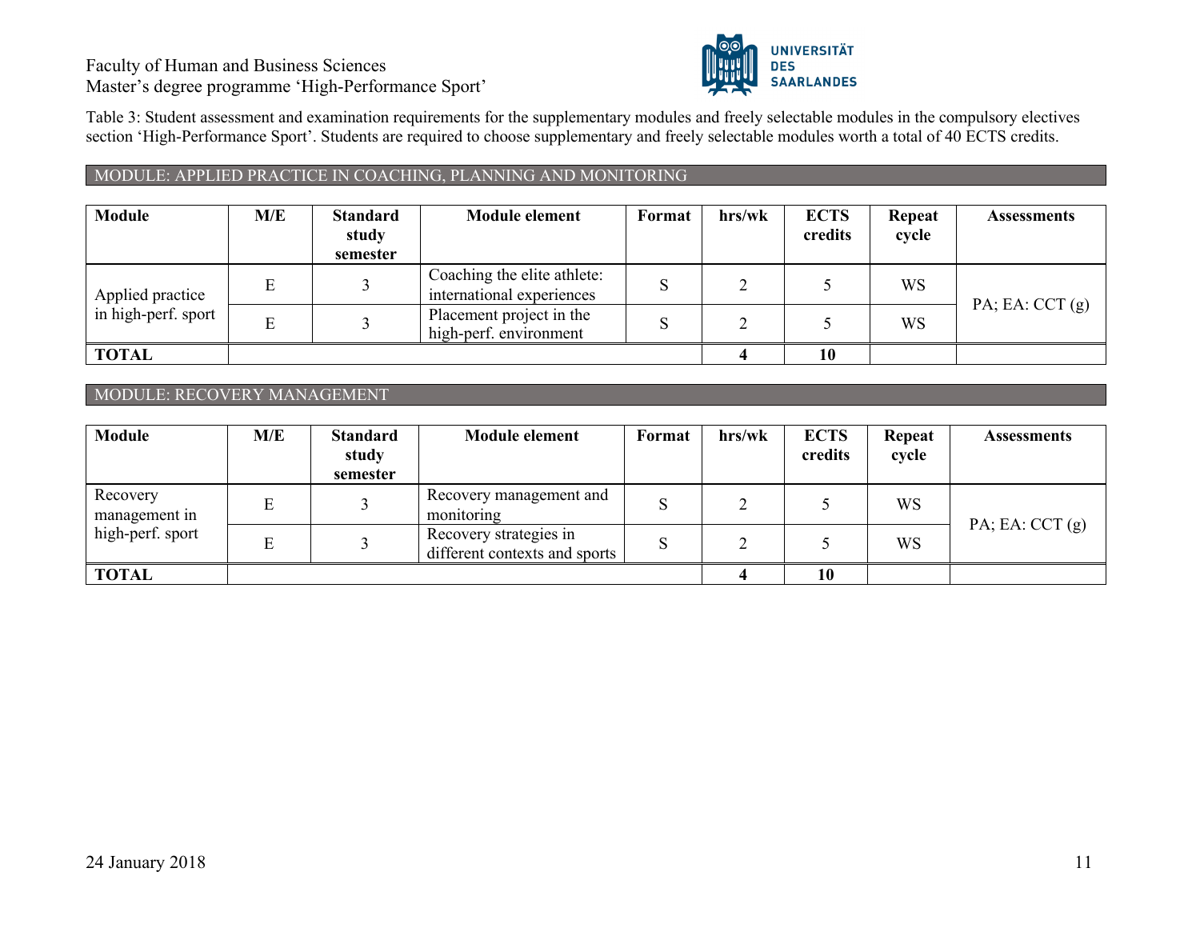Table 3: Student assessment and examination requirements for the supplementary modules and freely selectable modules in the compulsory electives section 'High-Performance Sport'. Students are required to choose supplementary and freely selectable modules worth a total of 40 ECTS credits.

## MODULE: APPLIED PRACTICE IN COACHING, PLANNING AND MONITORING

| Module | M/E | Standard study semester | Module element | Format | hrs/wk | ECTS credits | Repeat cycle | Assessments |
|---|---|---|---|---|---|---|---|---|
| Applied practice in high-perf. sport | E | 3 | Coaching the elite athlete: international experiences | S | 2 | 5 | WS | PA; EA: CCT (g) |
| | E | 3 | Placement project in the high-perf. environment | S | 2 | 5 | WS | |
| **TOTAL** | | | | | **4** | **10** | | |

## MODULE: RECOVERY MANAGEMENT

| Module | M/E | Standard study semester | Module element | Format | hrs/wk | ECTS credits | Repeat cycle | Assessments |
|---|---|---|---|---|---|---|---|---|
| Recovery management in high-perf. sport | E | 3 | Recovery management and monitoring | S | 2 | 5 | WS | PA; EA: CCT (g) |
| | E | 3 | Recovery strategies in different contexts and sports | S | 2 | 5 | WS | |
| **TOTAL** | | | | | **4** | **10** | | |

24 January 2018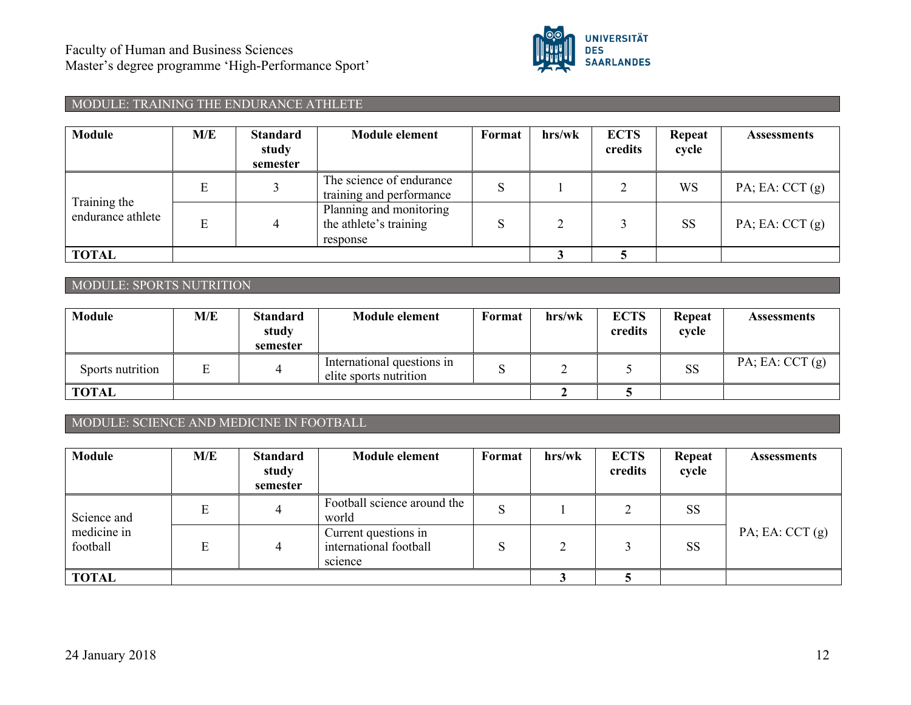## MODULE: TRAINING THE ENDURANCE ATHLETE

| Module | M/E | Standard study semester | Module element | Format | hrs/wk | ECTS credits | Repeat cycle | Assessments |
|---|---|---|---|---|---|---|---|---|
| Training the endurance athlete | E | 3 | The science of endurance training and performance | S | 1 | 2 | WS | PA; EA: CCT (g) |
| | E | 4 | Planning and monitoring the athlete's training response | S | 2 | 3 | SS | PA; EA: CCT (g) |
| **TOTAL** | | | | | **3** | **5** | | |

## MODULE: SPORTS NUTRITION

| Module | M/E | Standard study semester | Module element | Format | hrs/wk | ECTS credits | Repeat cycle | Assessments |
|---|---|---|---|---|---|---|---|---|
| Sports nutrition | E | 4 | International questions in elite sports nutrition | S | 2 | 5 | SS | PA; EA: CCT (g) |
| **TOTAL** | | | | | **2** | **5** | | |

## MODULE: SCIENCE AND MEDICINE IN FOOTBALL

| Module | M/E | Standard study semester | Module element | Format | hrs/wk | ECTS credits | Repeat cycle | Assessments |
|---|---|---|---|---|---|---|---|---|
| Science and medicine in football | E | 4 | Football science around the world | S | 1 | 2 | SS | PA; EA: CCT (g) |
| | E | 4 | Current questions in international football science | S | 2 | 3 | SS | |
| **TOTAL** | | | | | **3** | **5** | | |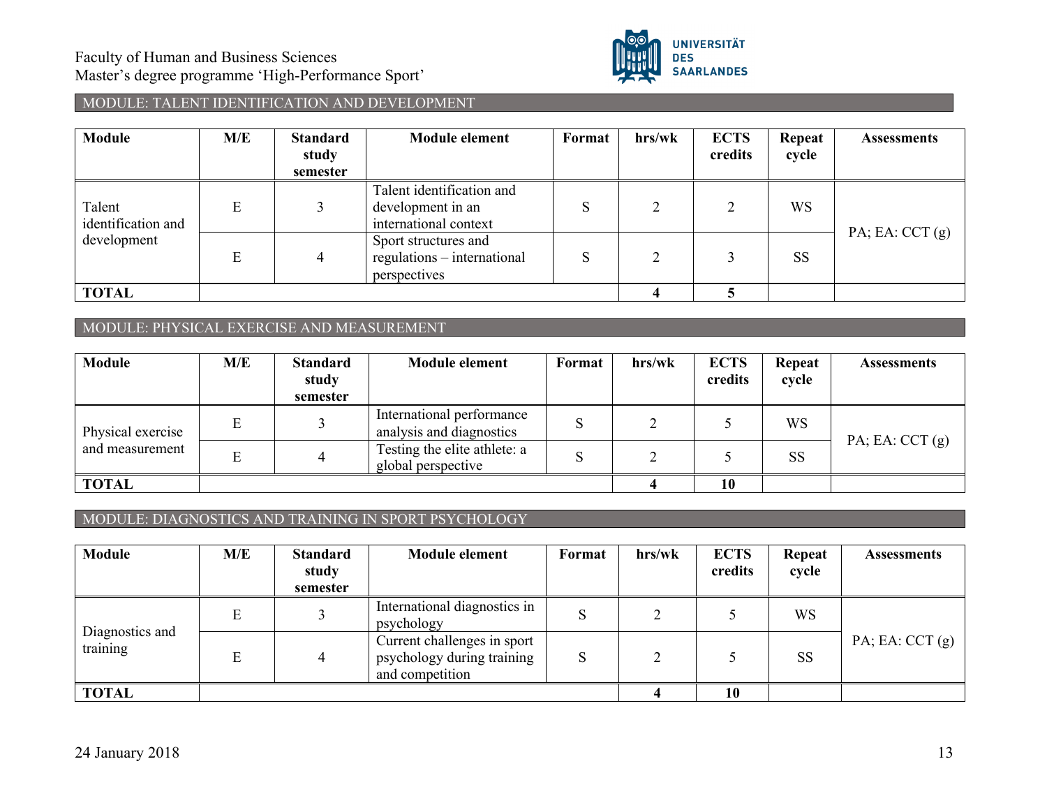## MODULE: TALENT IDENTIFICATION AND DEVELOPMENT

| Module | M/E | Standard study semester | Module element | Format | hrs/wk | ECTS credits | Repeat cycle | Assessments |
|---|---|---|---|---|---|---|---|---|
| Talent identification and development | E | 3 | Talent identification and development in an international context | S | 2 | 2 | WS | PA; EA: CCT (g) |
| | E | 4 | Sport structures and regulations – international perspectives | S | 2 | 3 | SS | |
| **TOTAL** | | | | | **4** | **5** | | |

## MODULE: PHYSICAL EXERCISE AND MEASUREMENT

| Module | M/E | Standard study semester | Module element | Format | hrs/wk | ECTS credits | Repeat cycle | Assessments |
|---|---|---|---|---|---|---|---|---|
| Physical exercise and measurement | E | 3 | International performance analysis and diagnostics | S | 2 | 5 | WS | PA; EA: CCT (g) |
| | E | 4 | Testing the elite athlete: a global perspective | S | 2 | 5 | SS | |
| **TOTAL** | | | | | **4** | **10** | | |

## MODULE: DIAGNOSTICS AND TRAINING IN SPORT PSYCHOLOGY

| Module | M/E | Standard study semester | Module element | Format | hrs/wk | ECTS credits | Repeat cycle | Assessments |
|---|---|---|---|---|---|---|---|---|
| Diagnostics and training | E | 3 | International diagnostics in psychology | S | 2 | 5 | WS | PA; EA: CCT (g) |
| | E | 4 | Current challenges in sport psychology during training and competition | S | 2 | 5 | SS | |
| **TOTAL** | | | | | **4** | **10** | | |

24 January 2018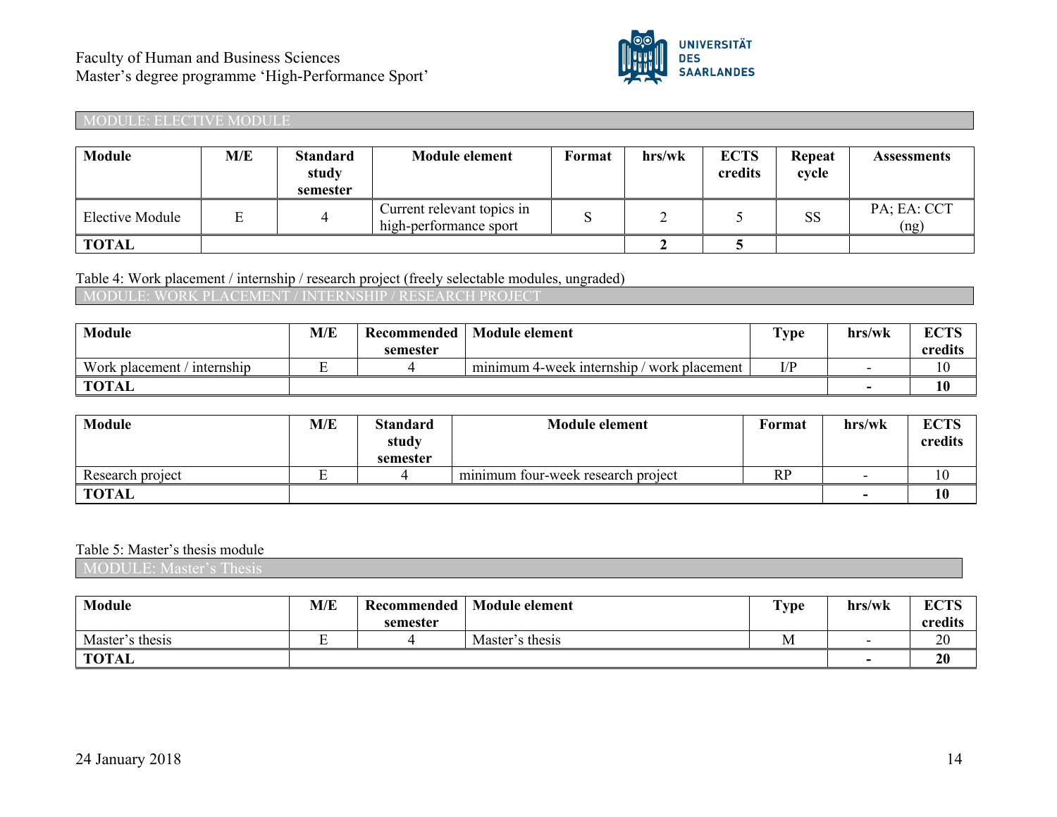MODULE: ELECTIVE MODULE

| Module | M/E | Standard study semester | Module element | Format | hrs/wk | ECTS credits | Repeat cycle | Assessments |
|---|---|---|---|---|---|---|---|---|
| Elective Module | E | 4 | Current relevant topics in high-performance sport | S | 2 | 5 | SS | PA; EA: CCT (ng) |
| **TOTAL** | | | | | **2** | **5** | | |

Table 4: Work placement / internship / research project (freely selectable modules, ungraded)

MODULE: WORK PLACEMENT / INTERNSHIP / RESEARCH PROJECT

| Module | M/E | Recommended semester | Module element | Type | hrs/wk | ECTS credits |
|---|---|---|---|---|---|---|
| Work placement / internship | E | 4 | minimum 4-week internship / work placement | I/P | - | 10 |
| **TOTAL** | | | | | **-** | **10** |

| Module | M/E | Standard study semester | Module element | Format | hrs/wk | ECTS credits |
|---|---|---|---|---|---|---|
| Research project | E | 4 | minimum four-week research project | RP | - | 10 |
| **TOTAL** | | | | | **-** | **10** |

Table 5: Master's thesis module

MODULE: Master's Thesis

| Module | M/E | Recommended semester | Module element | Type | hrs/wk | ECTS credits |
|---|---|---|---|---|---|---|
| Master's thesis | E | 4 | Master's thesis | M | - | 20 |
| **TOTAL** | | | | | **-** | **20** |

24 January 2018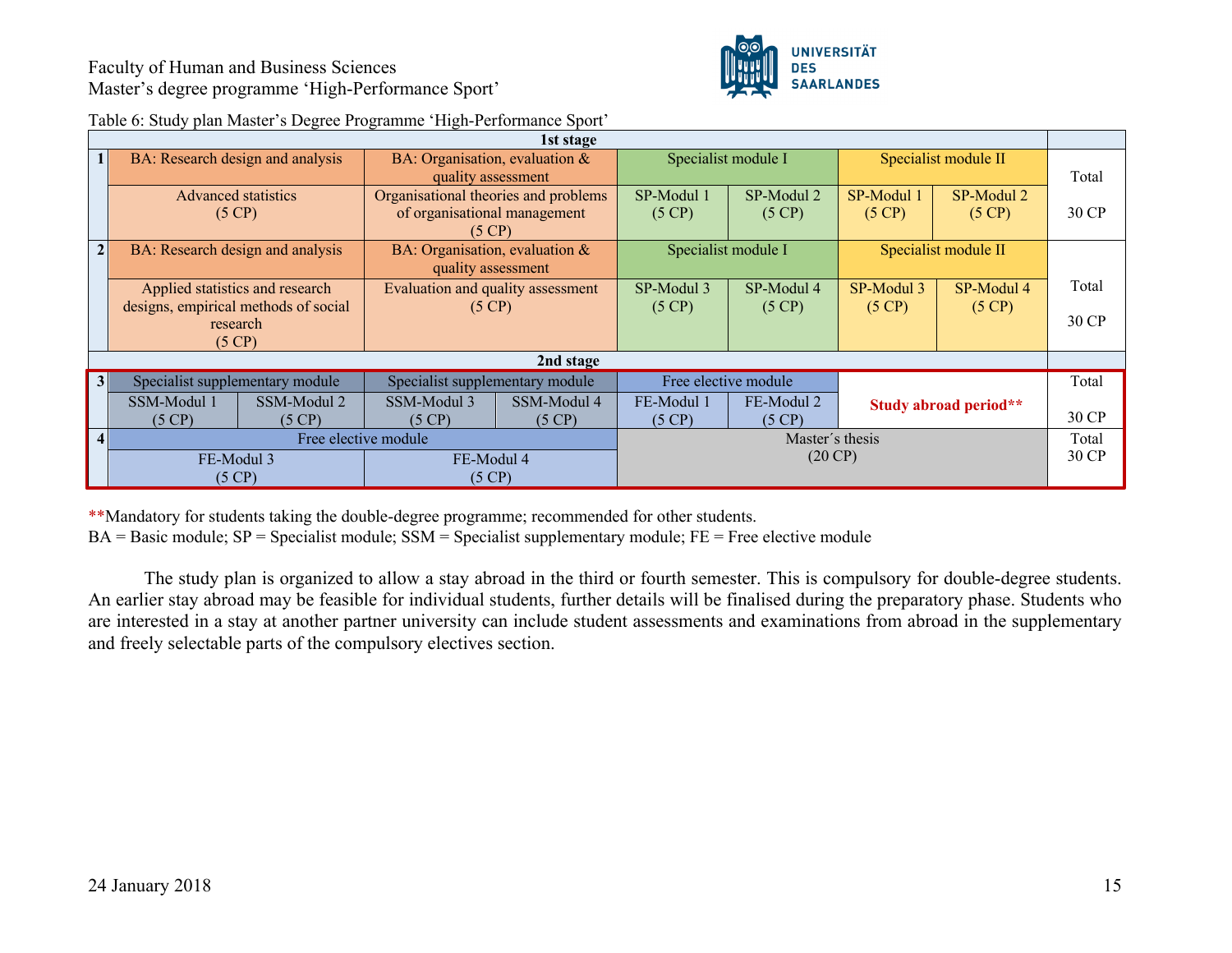Table 6: Study plan Master's Degree Programme 'High-Performance Sport'

| | 1st stage | | | | | | | | |
|---|---|---|---|---|---|---|---|---|---|
| **1** | BA: Research design and analysis | | BA: Organisation, evaluation & quality assessment | | Specialist module I | | Specialist module II | | Total |
| | Advanced statistics (5 CP) | | Organisational theories and problems of organisational management (5 CP) | | SP-Modul 1 (5 CP) | SP-Modul 2 (5 CP) | SP-Modul 1 (5 CP) | SP-Modul 2 (5 CP) | 30 CP |
| **2** | BA: Research design and analysis | | BA: Organisation, evaluation & quality assessment | | Specialist module I | | Specialist module II | | Total |
| | Applied statistics and research designs, empirical methods of social research (5 CP) | | Evaluation and quality assessment (5 CP) | | SP-Modul 3 (5 CP) | SP-Modul 4 (5 CP) | SP-Modul 3 (5 CP) | SP-Modul 4 (5 CP) | 30 CP |
| | **2nd stage** | | | | | | | | |
| **3** | Specialist supplementary module | | Specialist supplementary module | | Free elective module | | **Study abroad period**** | | Total |
| | SSM-Modul 1 (5 CP) | SSM-Modul 2 (5 CP) | SSM-Modul 3 (5 CP) | SSM-Modul 4 (5 CP) | FE-Modul 1 (5 CP) | FE-Modul 2 (5 CP) | | | 30 CP |
| **4** | Free elective module | | | | Master´s thesis (20 CP) | | | | Total |
| | FE-Modul 3 (5 CP) | | FE-Modul 4 (5 CP) | | | | | | 30 CP |

**Mandatory for students taking the double-degree programme; recommended for other students.
BA = Basic module; SP = Specialist module; SSM = Specialist supplementary module; FE = Free elective module

The study plan is organized to allow a stay abroad in the third or fourth semester. This is compulsory for double-degree students. An earlier stay abroad may be feasible for individual students, further details will be finalised during the preparatory phase. Students who are interested in a stay at another partner university can include student assessments and examinations from abroad in the supplementary and freely selectable parts of the compulsory electives section.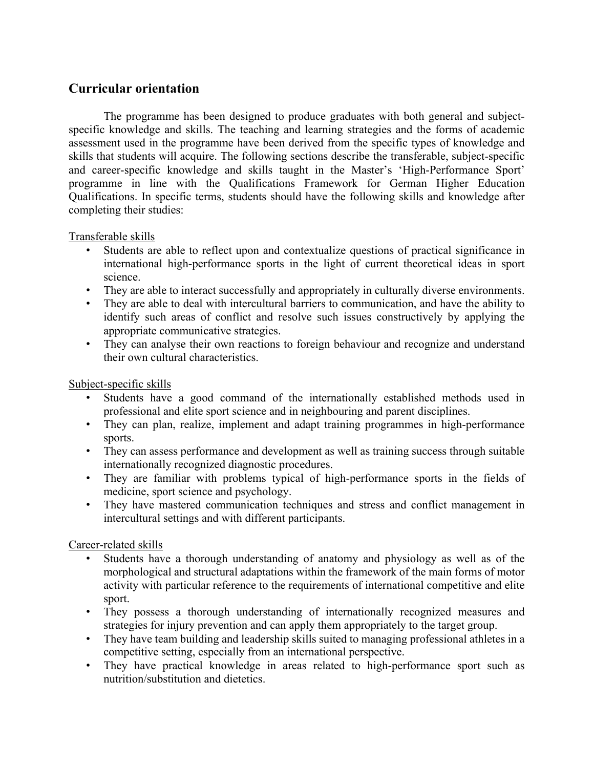## Curricular orientation

The programme has been designed to produce graduates with both general and subject-specific knowledge and skills. The teaching and learning strategies and the forms of academic assessment used in the programme have been derived from the specific types of knowledge and skills that students will acquire. The following sections describe the transferable, subject-specific and career-specific knowledge and skills taught in the Master's 'High-Performance Sport' programme in line with the Qualifications Framework for German Higher Education Qualifications. In specific terms, students should have the following skills and knowledge after completing their studies:

Transferable skills

- Students are able to reflect upon and contextualize questions of practical significance in international high-performance sports in the light of current theoretical ideas in sport science.
- They are able to interact successfully and appropriately in culturally diverse environments.
- They are able to deal with intercultural barriers to communication, and have the ability to identify such areas of conflict and resolve such issues constructively by applying the appropriate communicative strategies.
- They can analyse their own reactions to foreign behaviour and recognize and understand their own cultural characteristics.

Subject-specific skills

- Students have a good command of the internationally established methods used in professional and elite sport science and in neighbouring and parent disciplines.
- They can plan, realize, implement and adapt training programmes in high-performance sports.
- They can assess performance and development as well as training success through suitable internationally recognized diagnostic procedures.
- They are familiar with problems typical of high-performance sports in the fields of medicine, sport science and psychology.
- They have mastered communication techniques and stress and conflict management in intercultural settings and with different participants.

Career-related skills

- Students have a thorough understanding of anatomy and physiology as well as of the morphological and structural adaptations within the framework of the main forms of motor activity with particular reference to the requirements of international competitive and elite sport.
- They possess a thorough understanding of internationally recognized measures and strategies for injury prevention and can apply them appropriately to the target group.
- They have team building and leadership skills suited to managing professional athletes in a competitive setting, especially from an international perspective.
- They have practical knowledge in areas related to high-performance sport such as nutrition/substitution and dietetics.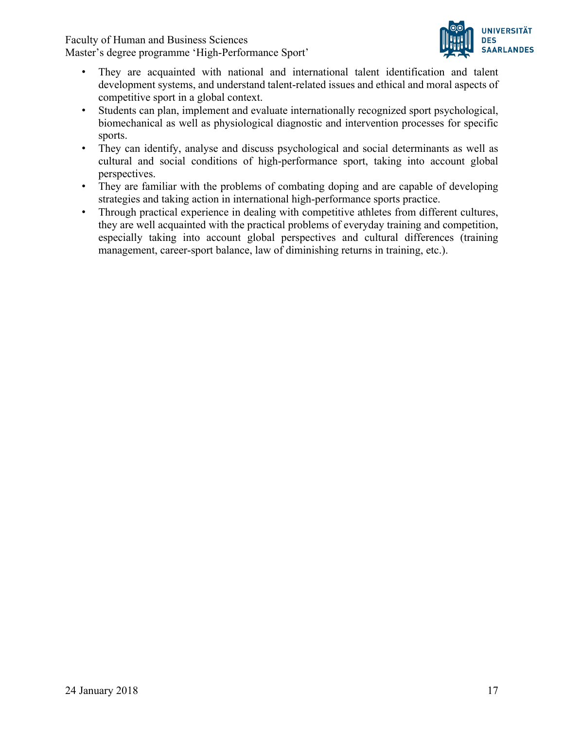- They are acquainted with national and international talent identification and talent development systems, and understand talent-related issues and ethical and moral aspects of competitive sport in a global context.
- Students can plan, implement and evaluate internationally recognized sport psychological, biomechanical as well as physiological diagnostic and intervention processes for specific sports.
- They can identify, analyse and discuss psychological and social determinants as well as cultural and social conditions of high-performance sport, taking into account global perspectives.
- They are familiar with the problems of combating doping and are capable of developing strategies and taking action in international high-performance sports practice.
- Through practical experience in dealing with competitive athletes from different cultures, they are well acquainted with the practical problems of everyday training and competition, especially taking into account global perspectives and cultural differences (training management, career-sport balance, law of diminishing returns in training, etc.).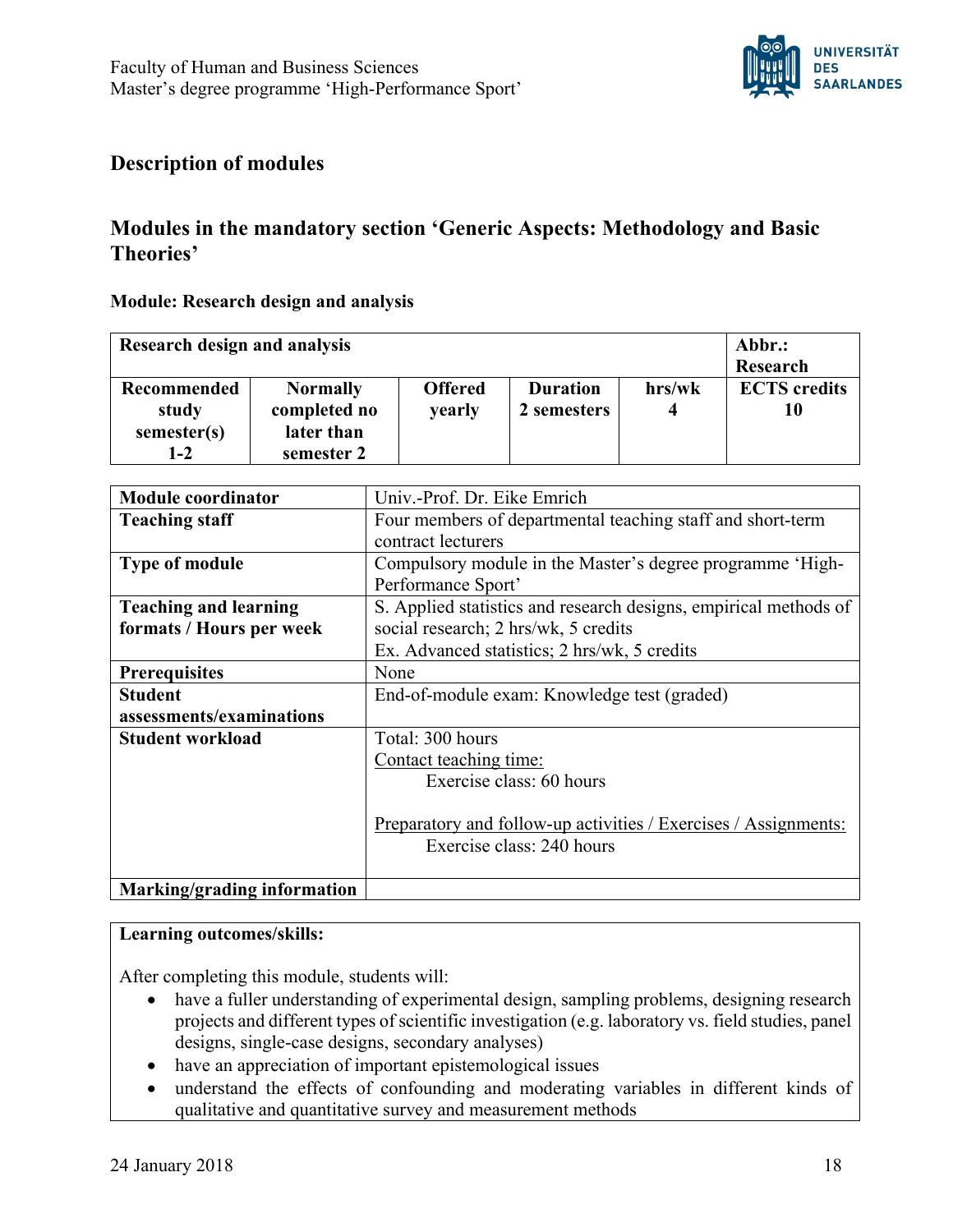# Description of modules

## Modules in the mandatory section 'Generic Aspects: Methodology and Basic Theories'

### Module: Research design and analysis

| **Research design and analysis** | | | | | **Abbr.: Research** |
|---|---|---|---|---|---|
| **Recommended study semester(s) 1-2** | **Normally completed no later than semester 2** | **Offered yearly** | **Duration 2 semesters** | **hrs/wk 4** | **ECTS credits 10** |

| | |
|---|---|
| **Module coordinator** | Univ.-Prof. Dr. Eike Emrich |
| **Teaching staff** | Four members of departmental teaching staff and short-term contract lecturers |
| **Type of module** | Compulsory module in the Master's degree programme 'High-Performance Sport' |
| **Teaching and learning formats / Hours per week** | S. Applied statistics and research designs, empirical methods of social research; 2 hrs/wk, 5 credits<br>Ex. Advanced statistics; 2 hrs/wk, 5 credits |
| **Prerequisites** | None |
| **Student assessments/examinations** | End-of-module exam: Knowledge test (graded) |
| **Student workload** | Total: 300 hours<br>Contact teaching time:<br>Exercise class: 60 hours<br><br>Preparatory and follow-up activities / Exercises / Assignments:<br>Exercise class: 240 hours |
| **Marking/grading information** | |

**Learning outcomes/skills:**

After completing this module, students will:

- have a fuller understanding of experimental design, sampling problems, designing research projects and different types of scientific investigation (e.g. laboratory vs. field studies, panel designs, single-case designs, secondary analyses)
- have an appreciation of important epistemological issues
- understand the effects of confounding and moderating variables in different kinds of qualitative and quantitative survey and measurement methods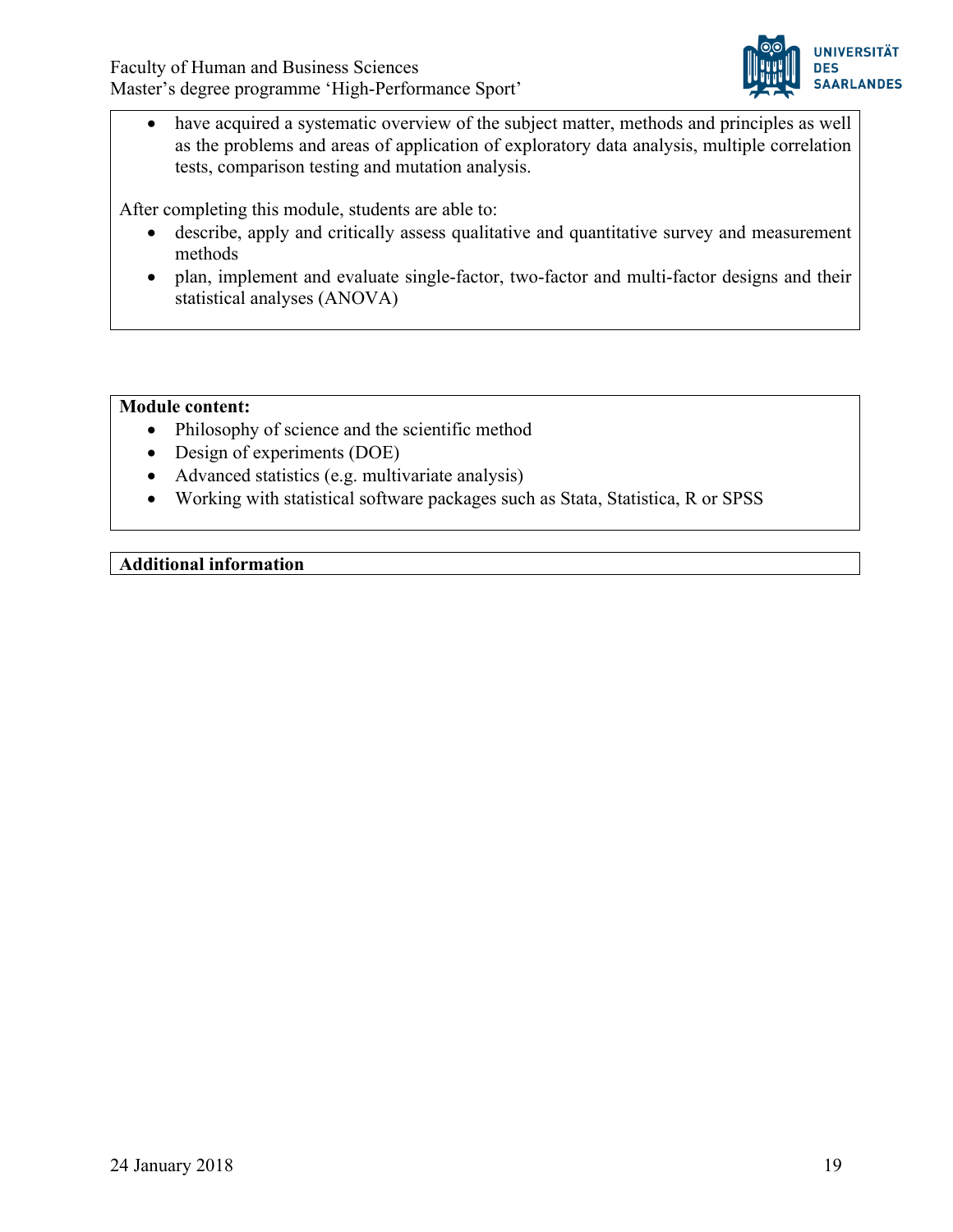- have acquired a systematic overview of the subject matter, methods and principles as well as the problems and areas of application of exploratory data analysis, multiple correlation tests, comparison testing and mutation analysis.

After completing this module, students are able to:

- describe, apply and critically assess qualitative and quantitative survey and measurement methods
- plan, implement and evaluate single-factor, two-factor and multi-factor designs and their statistical analyses (ANOVA)

**Module content:**

- Philosophy of science and the scientific method
- Design of experiments (DOE)
- Advanced statistics (e.g. multivariate analysis)
- Working with statistical software packages such as Stata, Statistica, R or SPSS

**Additional information**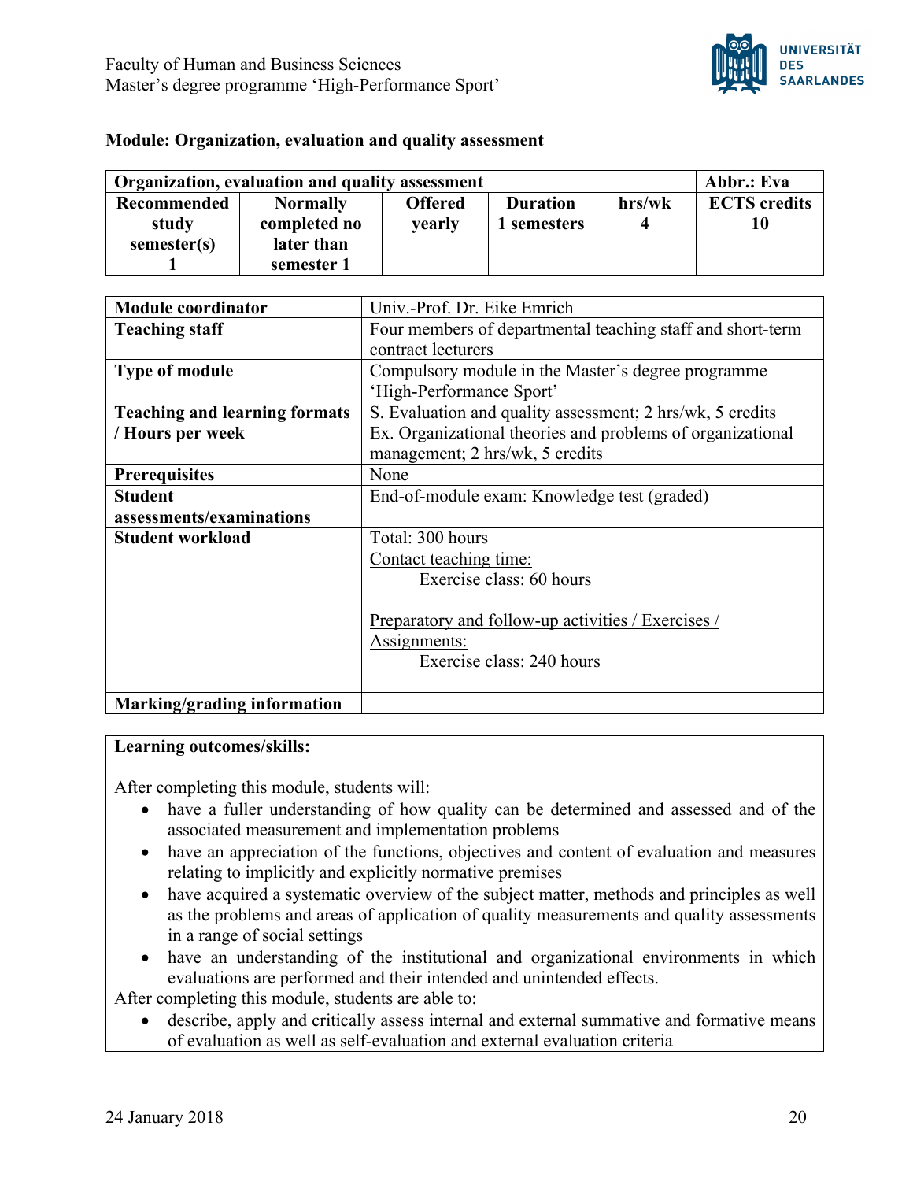## Module: Organization, evaluation and quality assessment

| Organization, evaluation and quality assessment | | | | | Abbr.: Eva |
|---|---|---|---|---|---|
| **Recommended study semester(s)** 1 | **Normally completed no later than semester 1** | **Offered** yearly | **Duration** 1 semesters | **hrs/wk** 4 | **ECTS credits** 10 |

| | |
|---|---|
| **Module coordinator** | Univ.-Prof. Dr. Eike Emrich |
| **Teaching staff** | Four members of departmental teaching staff and short-term contract lecturers |
| **Type of module** | Compulsory module in the Master's degree programme 'High-Performance Sport' |
| **Teaching and learning formats / Hours per week** | S. Evaluation and quality assessment; 2 hrs/wk, 5 credits<br>Ex. Organizational theories and problems of organizational management; 2 hrs/wk, 5 credits |
| **Prerequisites** | None |
| **Student assessments/examinations** | End-of-module exam: Knowledge test (graded) |
| **Student workload** | Total: 300 hours<br>Contact teaching time:<br>Exercise class: 60 hours<br><br>Preparatory and follow-up activities / Exercises / Assignments:<br>Exercise class: 240 hours |
| **Marking/grading information** | |

**Learning outcomes/skills:**

After completing this module, students will:

- have a fuller understanding of how quality can be determined and assessed and of the associated measurement and implementation problems
- have an appreciation of the functions, objectives and content of evaluation and measures relating to implicitly and explicitly normative premises
- have acquired a systematic overview of the subject matter, methods and principles as well as the problems and areas of application of quality measurements and quality assessments in a range of social settings
- have an understanding of the institutional and organizational environments in which evaluations are performed and their intended and unintended effects.

After completing this module, students are able to:

- describe, apply and critically assess internal and external summative and formative means of evaluation as well as self-evaluation and external evaluation criteria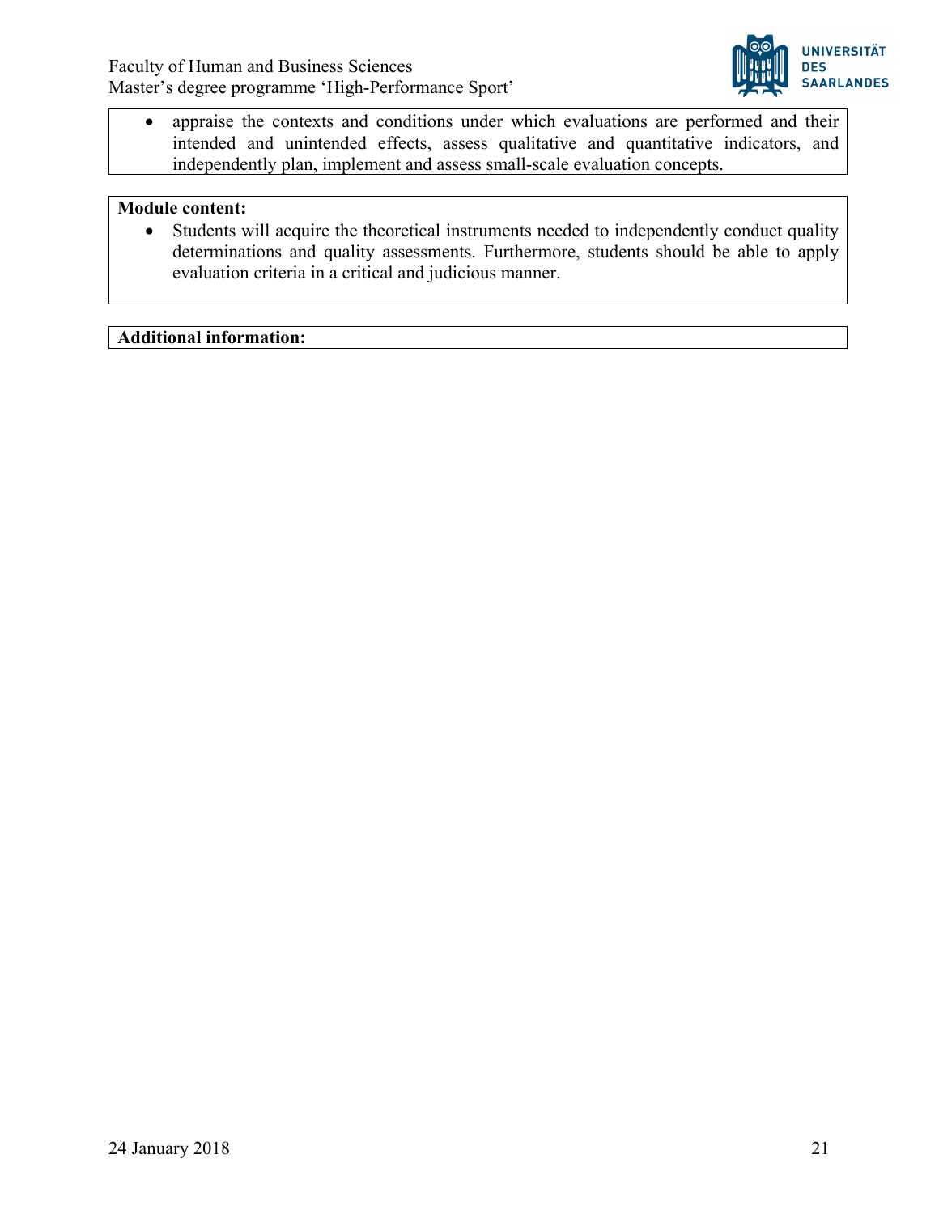- appraise the contexts and conditions under which evaluations are performed and their intended and unintended effects, assess qualitative and quantitative indicators, and independently plan, implement and assess small-scale evaluation concepts.

**Module content:**

- Students will acquire the theoretical instruments needed to independently conduct quality determinations and quality assessments. Furthermore, students should be able to apply evaluation criteria in a critical and judicious manner.

**Additional information:**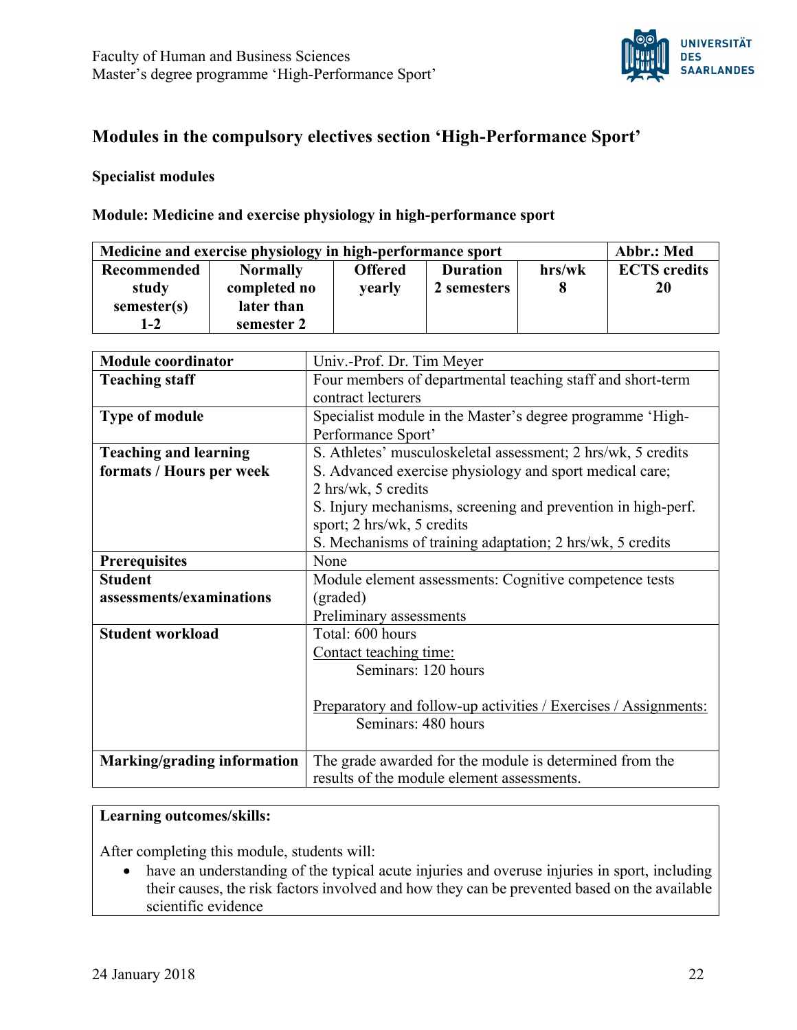## Modules in the compulsory electives section 'High-Performance Sport'

### Specialist modules

### Module: Medicine and exercise physiology in high-performance sport

| Medicine and exercise physiology in high-performance sport | | | | | Abbr.: Med |
|---|---|---|---|---|---|
| **Recommended study semester(s)**<br>**1-2** | **Normally completed no later than semester 2** | **Offered yearly** | **Duration 2 semesters** | **hrs/wk 8** | **ECTS credits 20** |

| | |
|---|---|
| **Module coordinator** | Univ.-Prof. Dr. Tim Meyer |
| **Teaching staff** | Four members of departmental teaching staff and short-term contract lecturers |
| **Type of module** | Specialist module in the Master's degree programme 'High-Performance Sport' |
| **Teaching and learning formats / Hours per week** | S. Athletes' musculoskeletal assessment; 2 hrs/wk, 5 credits<br>S. Advanced exercise physiology and sport medical care; 2 hrs/wk, 5 credits<br>S. Injury mechanisms, screening and prevention in high-perf. sport; 2 hrs/wk, 5 credits<br>S. Mechanisms of training adaptation; 2 hrs/wk, 5 credits |
| **Prerequisites** | None |
| **Student assessments/examinations** | Module element assessments: Cognitive competence tests (graded)<br>Preliminary assessments |
| **Student workload** | Total: 600 hours<br>Contact teaching time:<br>Seminars: 120 hours<br><br>Preparatory and follow-up activities / Exercises / Assignments:<br>Seminars: 480 hours |
| **Marking/grading information** | The grade awarded for the module is determined from the results of the module element assessments. |

**Learning outcomes/skills:**

After completing this module, students will:

- have an understanding of the typical acute injuries and overuse injuries in sport, including their causes, the risk factors involved and how they can be prevented based on the available scientific evidence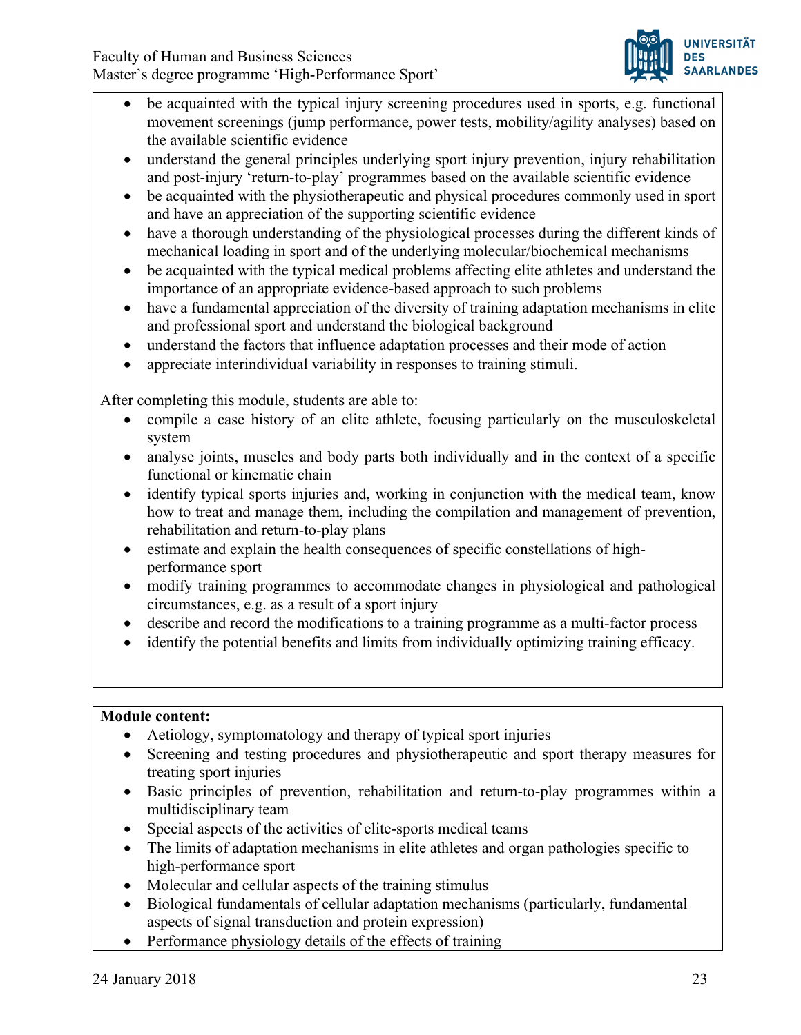- be acquainted with the typical injury screening procedures used in sports, e.g. functional movement screenings (jump performance, power tests, mobility/agility analyses) based on the available scientific evidence
- understand the general principles underlying sport injury prevention, injury rehabilitation and post-injury 'return-to-play' programmes based on the available scientific evidence
- be acquainted with the physiotherapeutic and physical procedures commonly used in sport and have an appreciation of the supporting scientific evidence
- have a thorough understanding of the physiological processes during the different kinds of mechanical loading in sport and of the underlying molecular/biochemical mechanisms
- be acquainted with the typical medical problems affecting elite athletes and understand the importance of an appropriate evidence-based approach to such problems
- have a fundamental appreciation of the diversity of training adaptation mechanisms in elite and professional sport and understand the biological background
- understand the factors that influence adaptation processes and their mode of action
- appreciate interindividual variability in responses to training stimuli.

After completing this module, students are able to:

- compile a case history of an elite athlete, focusing particularly on the musculoskeletal system
- analyse joints, muscles and body parts both individually and in the context of a specific functional or kinematic chain
- identify typical sports injuries and, working in conjunction with the medical team, know how to treat and manage them, including the compilation and management of prevention, rehabilitation and return-to-play plans
- estimate and explain the health consequences of specific constellations of high-performance sport
- modify training programmes to accommodate changes in physiological and pathological circumstances, e.g. as a result of a sport injury
- describe and record the modifications to a training programme as a multi-factor process
- identify the potential benefits and limits from individually optimizing training efficacy.

**Module content:**

- Aetiology, symptomatology and therapy of typical sport injuries
- Screening and testing procedures and physiotherapeutic and sport therapy measures for treating sport injuries
- Basic principles of prevention, rehabilitation and return-to-play programmes within a multidisciplinary team
- Special aspects of the activities of elite-sports medical teams
- The limits of adaptation mechanisms in elite athletes and organ pathologies specific to high-performance sport
- Molecular and cellular aspects of the training stimulus
- Biological fundamentals of cellular adaptation mechanisms (particularly, fundamental aspects of signal transduction and protein expression)
- Performance physiology details of the effects of training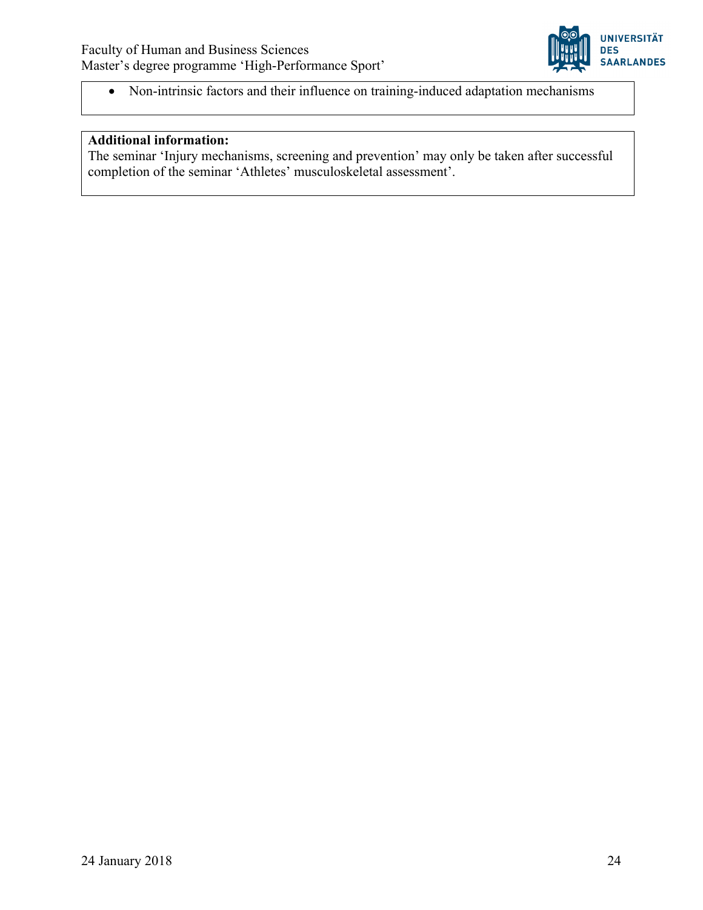- Non-intrinsic factors and their influence on training-induced adaptation mechanisms

**Additional information:**
The seminar 'Injury mechanisms, screening and prevention' may only be taken after successful completion of the seminar 'Athletes' musculoskeletal assessment'.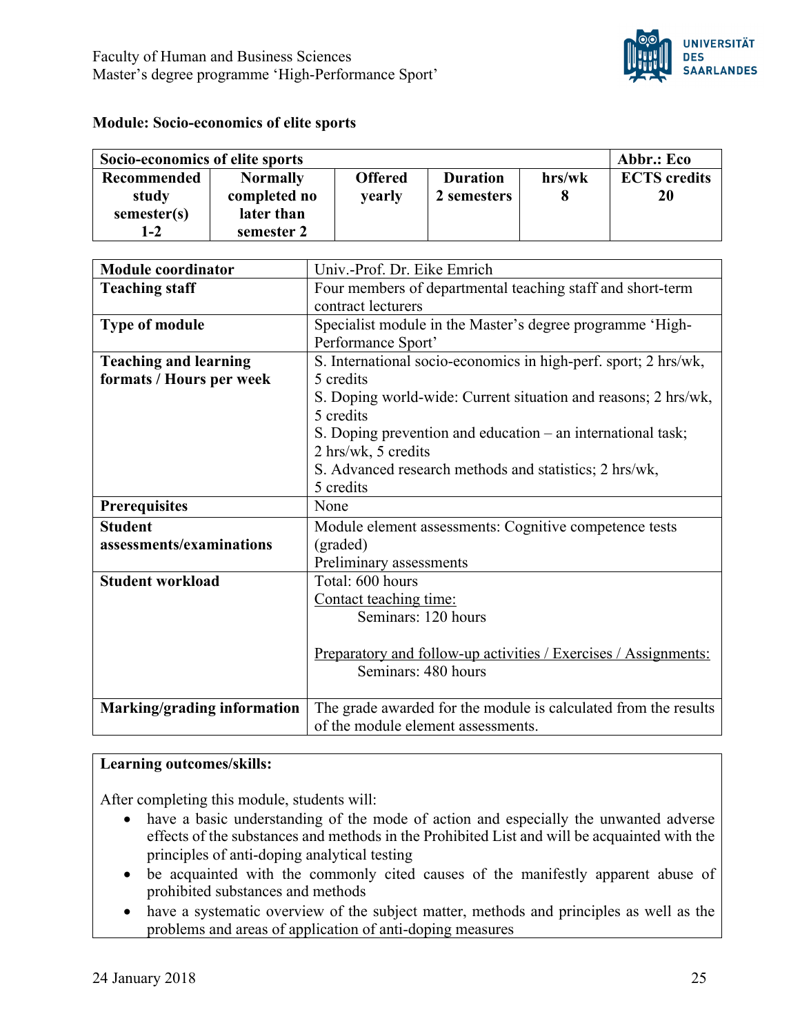## Module: Socio-economics of elite sports

| Socio-economics of elite sports | | | | | Abbr.: Eco |
|---|---|---|---|---|---|
| **Recommended study semester(s)** **1-2** | **Normally completed no later than semester 2** | **Offered yearly** | **Duration 2 semesters** | **hrs/wk** **8** | **ECTS credits** **20** |

| | |
|---|---|
| **Module coordinator** | Univ.-Prof. Dr. Eike Emrich |
| **Teaching staff** | Four members of departmental teaching staff and short-term contract lecturers |
| **Type of module** | Specialist module in the Master's degree programme 'High-Performance Sport' |
| **Teaching and learning formats / Hours per week** | S. International socio-economics in high-perf. sport; 2 hrs/wk, 5 credits<br>S. Doping world-wide: Current situation and reasons; 2 hrs/wk, 5 credits<br>S. Doping prevention and education – an international task; 2 hrs/wk, 5 credits<br>S. Advanced research methods and statistics; 2 hrs/wk, 5 credits |
| **Prerequisites** | None |
| **Student assessments/examinations** | Module element assessments: Cognitive competence tests (graded)<br>Preliminary assessments |
| **Student workload** | Total: 600 hours<br>Contact teaching time:<br>Seminars: 120 hours<br><br>Preparatory and follow-up activities / Exercises / Assignments:<br>Seminars: 480 hours |
| **Marking/grading information** | The grade awarded for the module is calculated from the results of the module element assessments. |

**Learning outcomes/skills:**

After completing this module, students will:

- have a basic understanding of the mode of action and especially the unwanted adverse effects of the substances and methods in the Prohibited List and will be acquainted with the principles of anti-doping analytical testing
- be acquainted with the commonly cited causes of the manifestly apparent abuse of prohibited substances and methods
- have a systematic overview of the subject matter, methods and principles as well as the problems and areas of application of anti-doping measures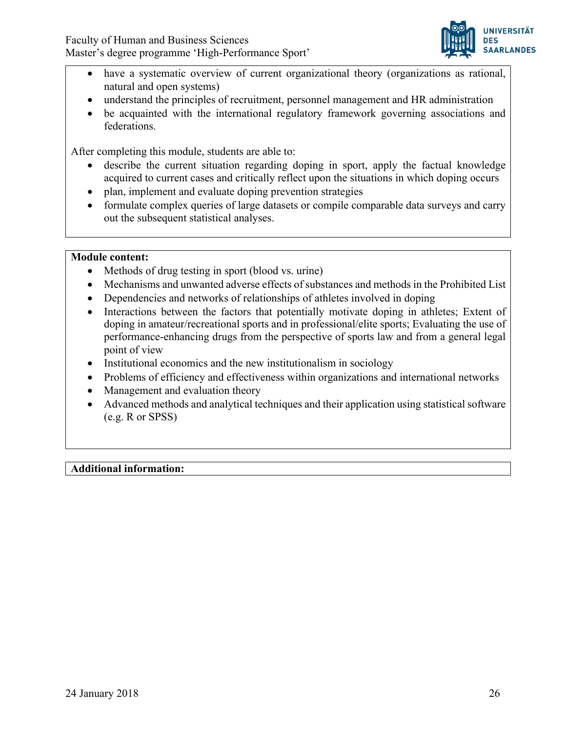- have a systematic overview of current organizational theory (organizations as rational, natural and open systems)
- understand the principles of recruitment, personnel management and HR administration
- be acquainted with the international regulatory framework governing associations and federations.

After completing this module, students are able to:

- describe the current situation regarding doping in sport, apply the factual knowledge acquired to current cases and critically reflect upon the situations in which doping occurs
- plan, implement and evaluate doping prevention strategies
- formulate complex queries of large datasets or compile comparable data surveys and carry out the subsequent statistical analyses.

**Module content:**

- Methods of drug testing in sport (blood vs. urine)
- Mechanisms and unwanted adverse effects of substances and methods in the Prohibited List
- Dependencies and networks of relationships of athletes involved in doping
- Interactions between the factors that potentially motivate doping in athletes; Extent of doping in amateur/recreational sports and in professional/elite sports; Evaluating the use of performance-enhancing drugs from the perspective of sports law and from a general legal point of view
- Institutional economics and the new institutionalism in sociology
- Problems of efficiency and effectiveness within organizations and international networks
- Management and evaluation theory
- Advanced methods and analytical techniques and their application using statistical software (e.g. R or SPSS)

**Additional information:**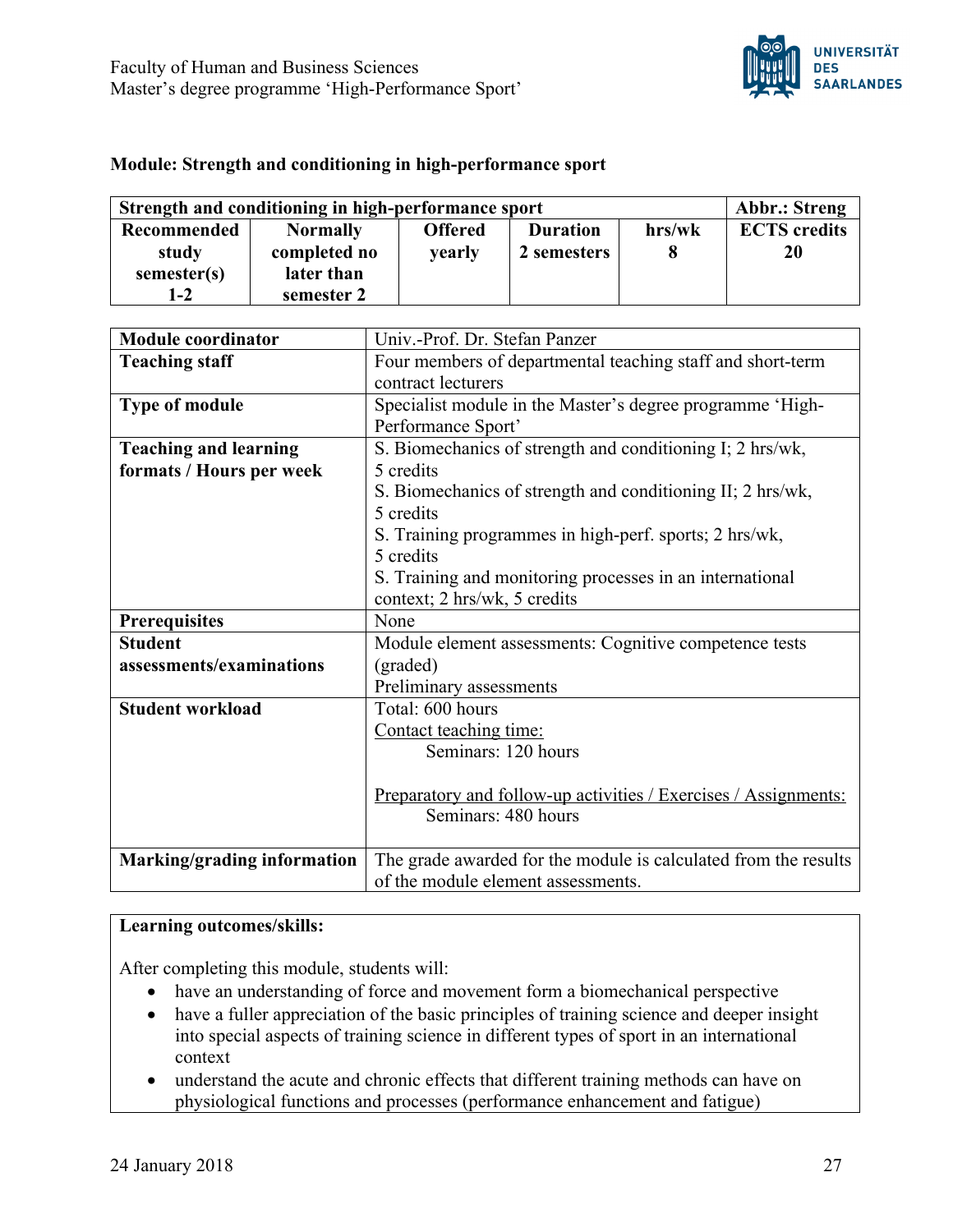## Module: Strength and conditioning in high-performance sport

| Strength and conditioning in high-performance sport | | | | | Abbr.: Streng |
|---|---|---|---|---|---|
| **Recommended study semester(s)** 1-2 | **Normally completed no later than** semester 2 | **Offered** yearly | **Duration** 2 semesters | **hrs/wk** 8 | **ECTS credits** 20 |

| | |
|---|---|
| **Module coordinator** | Univ.-Prof. Dr. Stefan Panzer |
| **Teaching staff** | Four members of departmental teaching staff and short-term contract lecturers |
| **Type of module** | Specialist module in the Master's degree programme 'High-Performance Sport' |
| **Teaching and learning formats / Hours per week** | S. Biomechanics of strength and conditioning I; 2 hrs/wk, 5 credits<br>S. Biomechanics of strength and conditioning II; 2 hrs/wk, 5 credits<br>S. Training programmes in high-perf. sports; 2 hrs/wk, 5 credits<br>S. Training and monitoring processes in an international context; 2 hrs/wk, 5 credits |
| **Prerequisites** | None |
| **Student assessments/examinations** | Module element assessments: Cognitive competence tests (graded)<br>Preliminary assessments |
| **Student workload** | Total: 600 hours<br>Contact teaching time:<br>Seminars: 120 hours<br><br>Preparatory and follow-up activities / Exercises / Assignments:<br>Seminars: 480 hours |
| **Marking/grading information** | The grade awarded for the module is calculated from the results of the module element assessments. |

**Learning outcomes/skills:**

After completing this module, students will:

- have an understanding of force and movement form a biomechanical perspective
- have a fuller appreciation of the basic principles of training science and deeper insight into special aspects of training science in different types of sport in an international context
- understand the acute and chronic effects that different training methods can have on physiological functions and processes (performance enhancement and fatigue)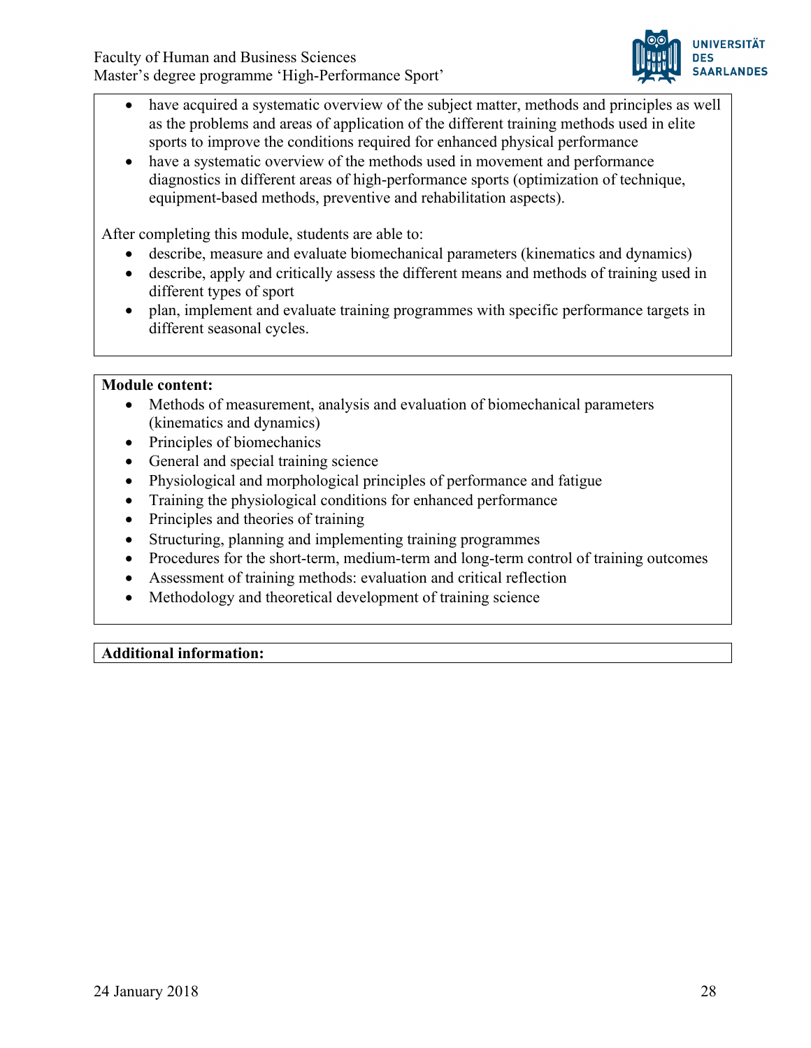- have acquired a systematic overview of the subject matter, methods and principles as well as the problems and areas of application of the different training methods used in elite sports to improve the conditions required for enhanced physical performance
- have a systematic overview of the methods used in movement and performance diagnostics in different areas of high-performance sports (optimization of technique, equipment-based methods, preventive and rehabilitation aspects).

After completing this module, students are able to:

- describe, measure and evaluate biomechanical parameters (kinematics and dynamics)
- describe, apply and critically assess the different means and methods of training used in different types of sport
- plan, implement and evaluate training programmes with specific performance targets in different seasonal cycles.

**Module content:**

- Methods of measurement, analysis and evaluation of biomechanical parameters (kinematics and dynamics)
- Principles of biomechanics
- General and special training science
- Physiological and morphological principles of performance and fatigue
- Training the physiological conditions for enhanced performance
- Principles and theories of training
- Structuring, planning and implementing training programmes
- Procedures for the short-term, medium-term and long-term control of training outcomes
- Assessment of training methods: evaluation and critical reflection
- Methodology and theoretical development of training science

**Additional information:**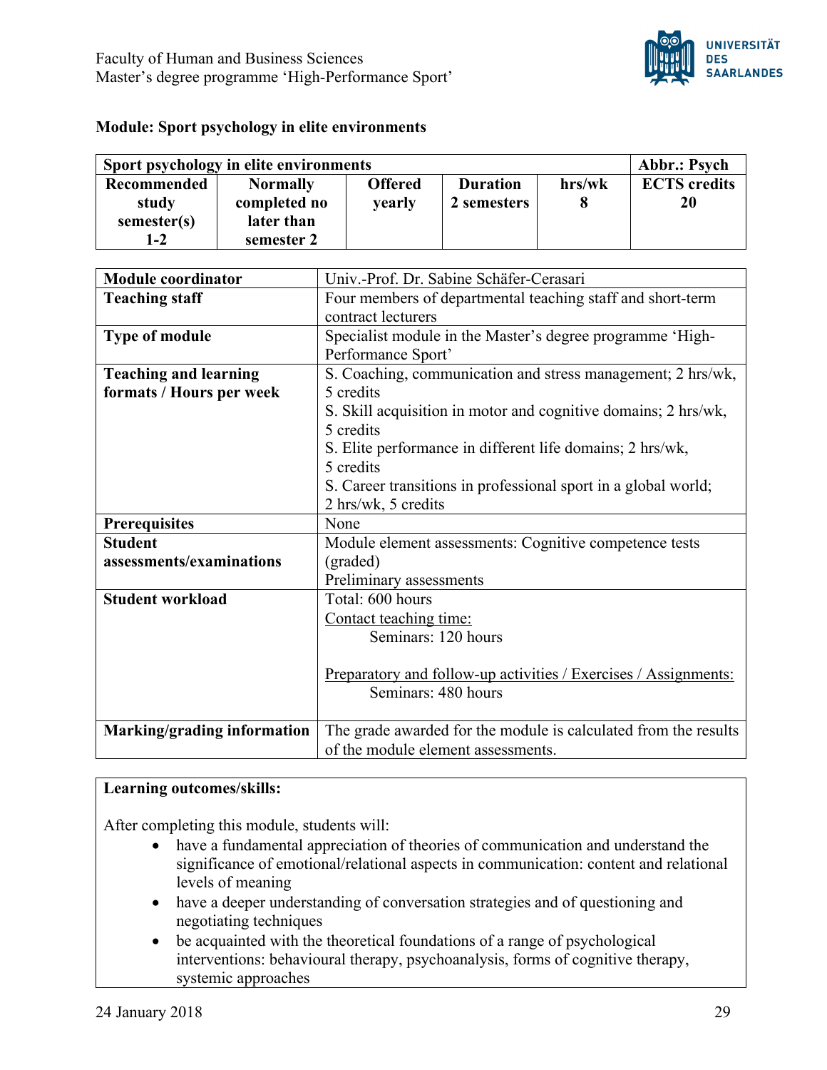## Module: Sport psychology in elite environments

| Sport psychology in elite environments | | | | | Abbr.: Psych |
|---|---|---|---|---|---|
| **Recommended study semester(s)** 1-2 | **Normally completed no later than** semester 2 | **Offered** yearly | **Duration** 2 semesters | **hrs/wk** 8 | **ECTS credits** 20 |

| | |
|---|---|
| **Module coordinator** | Univ.-Prof. Dr. Sabine Schäfer-Cerasari |
| **Teaching staff** | Four members of departmental teaching staff and short-term contract lecturers |
| **Type of module** | Specialist module in the Master's degree programme 'High-Performance Sport' |
| **Teaching and learning formats / Hours per week** | S. Coaching, communication and stress management; 2 hrs/wk, 5 credits<br>S. Skill acquisition in motor and cognitive domains; 2 hrs/wk, 5 credits<br>S. Elite performance in different life domains; 2 hrs/wk, 5 credits<br>S. Career transitions in professional sport in a global world; 2 hrs/wk, 5 credits |
| **Prerequisites** | None |
| **Student assessments/examinations** | Module element assessments: Cognitive competence tests (graded)<br>Preliminary assessments |
| **Student workload** | Total: 600 hours<br>Contact teaching time:<br>Seminars: 120 hours<br><br>Preparatory and follow-up activities / Exercises / Assignments:<br>Seminars: 480 hours |
| **Marking/grading information** | The grade awarded for the module is calculated from the results of the module element assessments. |

**Learning outcomes/skills:**

After completing this module, students will:

- have a fundamental appreciation of theories of communication and understand the significance of emotional/relational aspects in communication: content and relational levels of meaning
- have a deeper understanding of conversation strategies and of questioning and negotiating techniques
- be acquainted with the theoretical foundations of a range of psychological interventions: behavioural therapy, psychoanalysis, forms of cognitive therapy, systemic approaches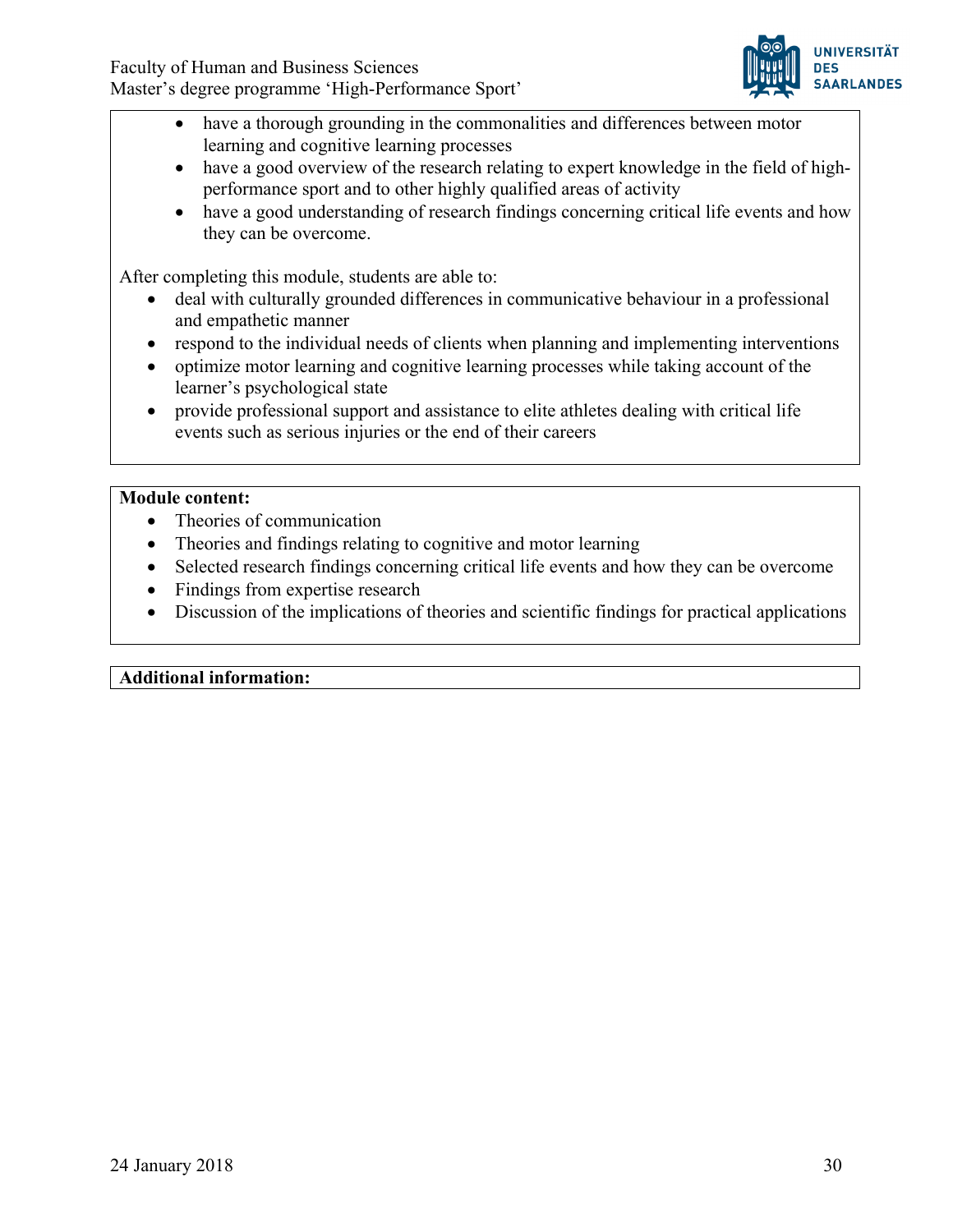- have a thorough grounding in the commonalities and differences between motor learning and cognitive learning processes
- have a good overview of the research relating to expert knowledge in the field of high-performance sport and to other highly qualified areas of activity
- have a good understanding of research findings concerning critical life events and how they can be overcome.

After completing this module, students are able to:

- deal with culturally grounded differences in communicative behaviour in a professional and empathetic manner
- respond to the individual needs of clients when planning and implementing interventions
- optimize motor learning and cognitive learning processes while taking account of the learner's psychological state
- provide professional support and assistance to elite athletes dealing with critical life events such as serious injuries or the end of their careers

**Module content:**

- Theories of communication
- Theories and findings relating to cognitive and motor learning
- Selected research findings concerning critical life events and how they can be overcome
- Findings from expertise research
- Discussion of the implications of theories and scientific findings for practical applications

**Additional information:**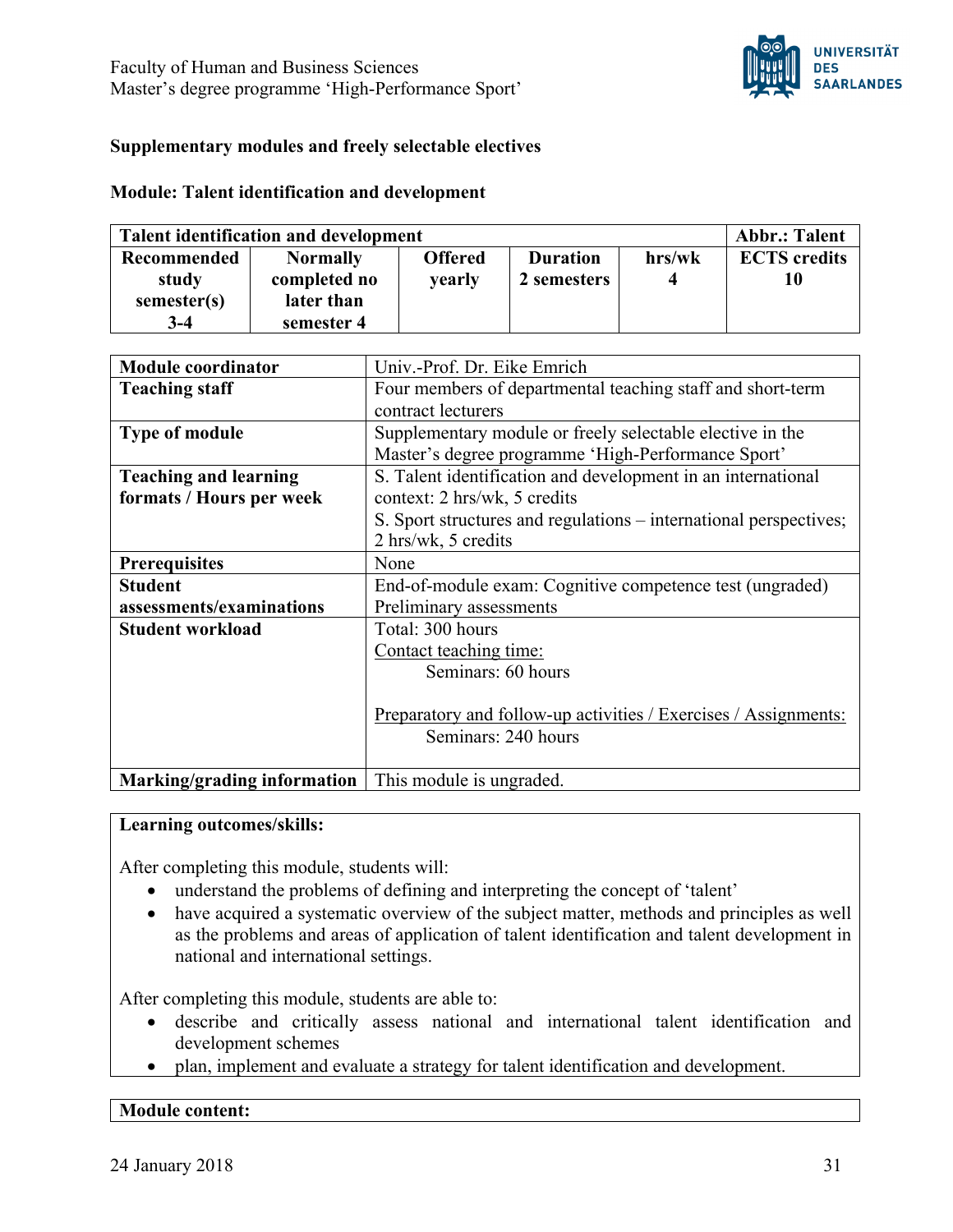## Supplementary modules and freely selectable electives

### Module: Talent identification and development

| Talent identification and development | | | | | Abbr.: Talent |
|---|---|---|---|---|---|
| **Recommended study semester(s)** 3-4 | **Normally completed no later than** semester 4 | **Offered** yearly | **Duration** 2 semesters | **hrs/wk** 4 | **ECTS credits** 10 |

| | |
|---|---|
| **Module coordinator** | Univ.-Prof. Dr. Eike Emrich |
| **Teaching staff** | Four members of departmental teaching staff and short-term contract lecturers |
| **Type of module** | Supplementary module or freely selectable elective in the Master's degree programme 'High-Performance Sport' |
| **Teaching and learning formats / Hours per week** | S. Talent identification and development in an international context: 2 hrs/wk, 5 credits<br>S. Sport structures and regulations – international perspectives; 2 hrs/wk, 5 credits |
| **Prerequisites** | None |
| **Student assessments/examinations** | End-of-module exam: Cognitive competence test (ungraded)<br>Preliminary assessments |
| **Student workload** | Total: 300 hours<br>Contact teaching time:<br>Seminars: 60 hours<br><br>Preparatory and follow-up activities / Exercises / Assignments:<br>Seminars: 240 hours |
| **Marking/grading information** | This module is ungraded. |

**Learning outcomes/skills:**

After completing this module, students will:

- understand the problems of defining and interpreting the concept of 'talent'
- have acquired a systematic overview of the subject matter, methods and principles as well as the problems and areas of application of talent identification and talent development in national and international settings.

After completing this module, students are able to:

- describe and critically assess national and international talent identification and development schemes
- plan, implement and evaluate a strategy for talent identification and development.

**Module content:**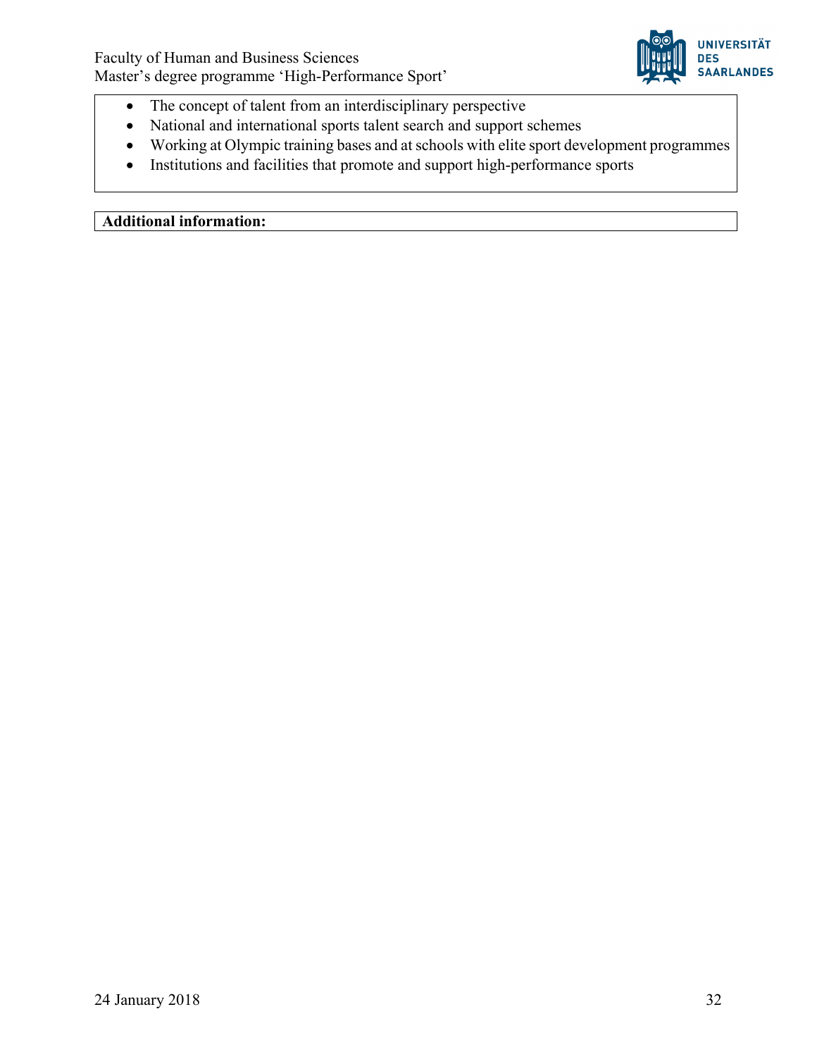- The concept of talent from an interdisciplinary perspective
- National and international sports talent search and support schemes
- Working at Olympic training bases and at schools with elite sport development programmes
- Institutions and facilities that promote and support high-performance sports

**Additional information:**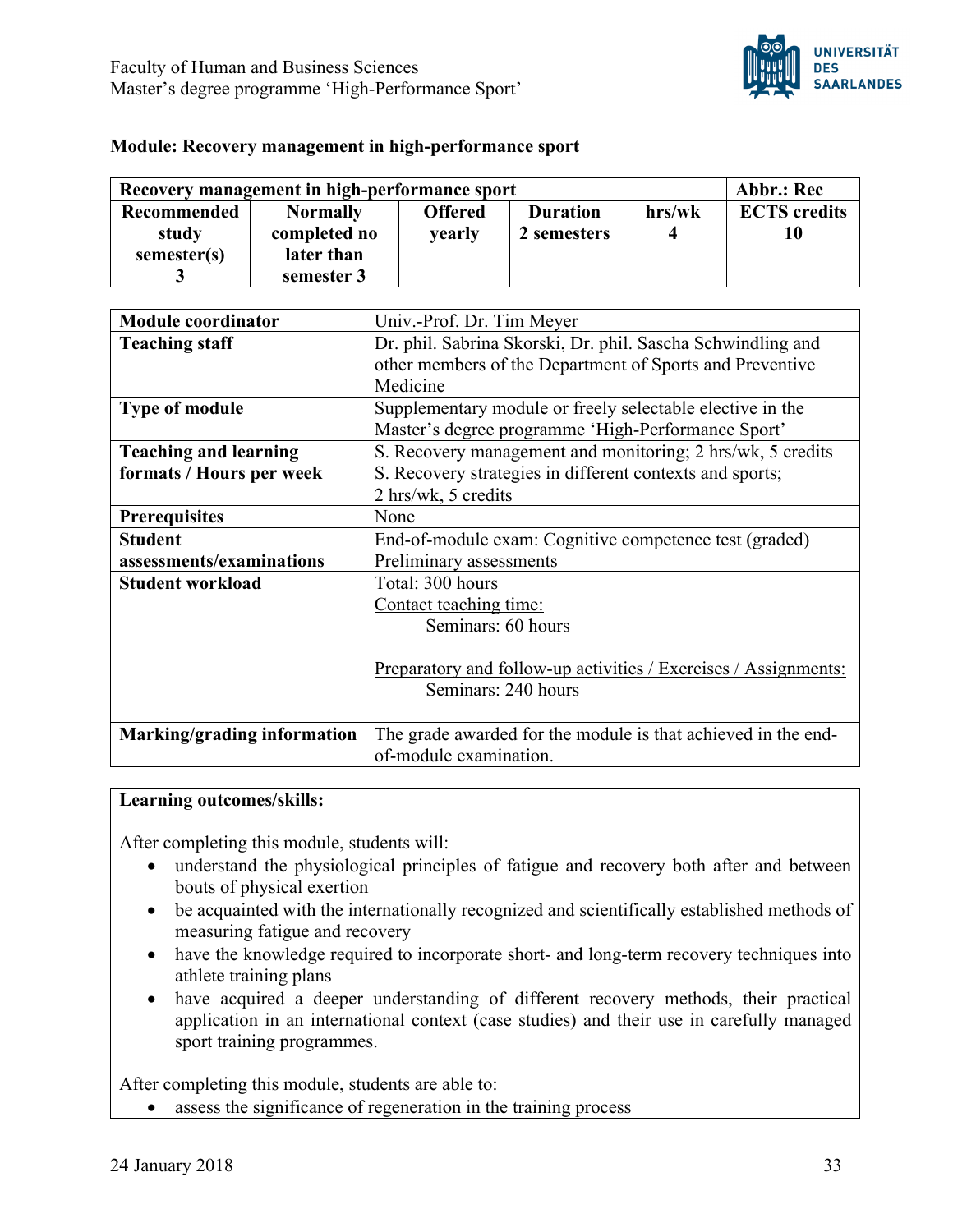**Module: Recovery management in high-performance sport**

| Recovery management in high-performance sport | | | | | Abbr.: Rec |
|---|---|---|---|---|---|
| **Recommended study semester(s)** 3 | **Normally completed no later than semester 3** | **Offered yearly** | **Duration 2 semesters** | **hrs/wk** 4 | **ECTS credits** 10 |

| | |
|---|---|
| **Module coordinator** | Univ.-Prof. Dr. Tim Meyer |
| **Teaching staff** | Dr. phil. Sabrina Skorski, Dr. phil. Sascha Schwindling and other members of the Department of Sports and Preventive Medicine |
| **Type of module** | Supplementary module or freely selectable elective in the Master's degree programme 'High-Performance Sport' |
| **Teaching and learning formats / Hours per week** | S. Recovery management and monitoring; 2 hrs/wk, 5 credits<br>S. Recovery strategies in different contexts and sports; 2 hrs/wk, 5 credits |
| **Prerequisites** | None |
| **Student assessments/examinations** | End-of-module exam: Cognitive competence test (graded)<br>Preliminary assessments |
| **Student workload** | Total: 300 hours<br>Contact teaching time:<br>Seminars: 60 hours<br><br>Preparatory and follow-up activities / Exercises / Assignments:<br>Seminars: 240 hours |
| **Marking/grading information** | The grade awarded for the module is that achieved in the end-of-module examination. |

**Learning outcomes/skills:**

After completing this module, students will:

- understand the physiological principles of fatigue and recovery both after and between bouts of physical exertion
- be acquainted with the internationally recognized and scientifically established methods of measuring fatigue and recovery
- have the knowledge required to incorporate short- and long-term recovery techniques into athlete training plans
- have acquired a deeper understanding of different recovery methods, their practical application in an international context (case studies) and their use in carefully managed sport training programmes.

After completing this module, students are able to:

- assess the significance of regeneration in the training process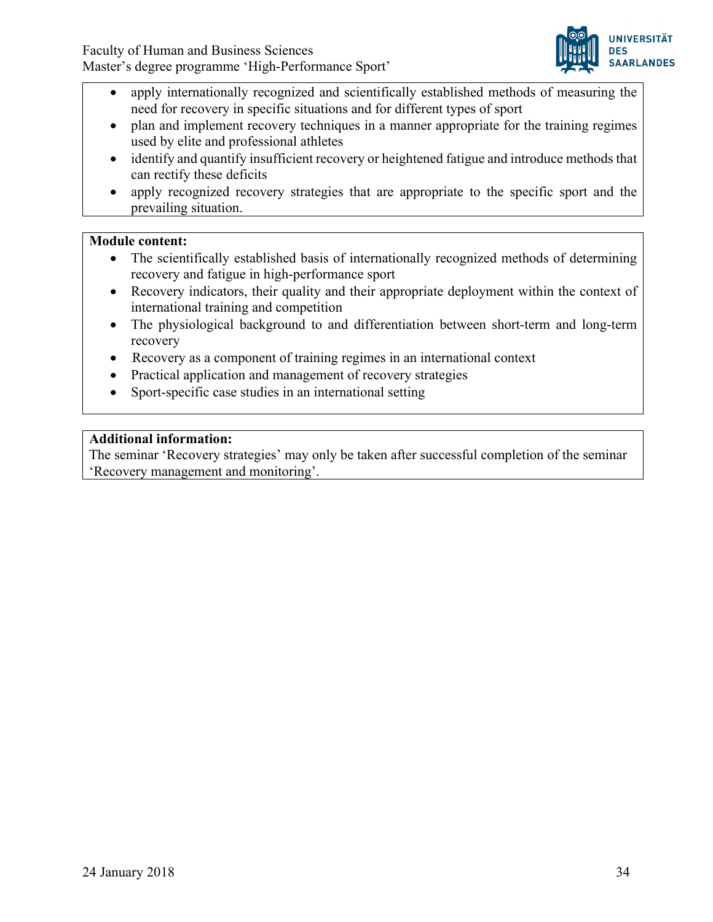- apply internationally recognized and scientifically established methods of measuring the need for recovery in specific situations and for different types of sport
- plan and implement recovery techniques in a manner appropriate for the training regimes used by elite and professional athletes
- identify and quantify insufficient recovery or heightened fatigue and introduce methods that can rectify these deficits
- apply recognized recovery strategies that are appropriate to the specific sport and the prevailing situation.

**Module content:**

- The scientifically established basis of internationally recognized methods of determining recovery and fatigue in high-performance sport
- Recovery indicators, their quality and their appropriate deployment within the context of international training and competition
- The physiological background to and differentiation between short-term and long-term recovery
- Recovery as a component of training regimes in an international context
- Practical application and management of recovery strategies
- Sport-specific case studies in an international setting

**Additional information:**

The seminar 'Recovery strategies' may only be taken after successful completion of the seminar 'Recovery management and monitoring'.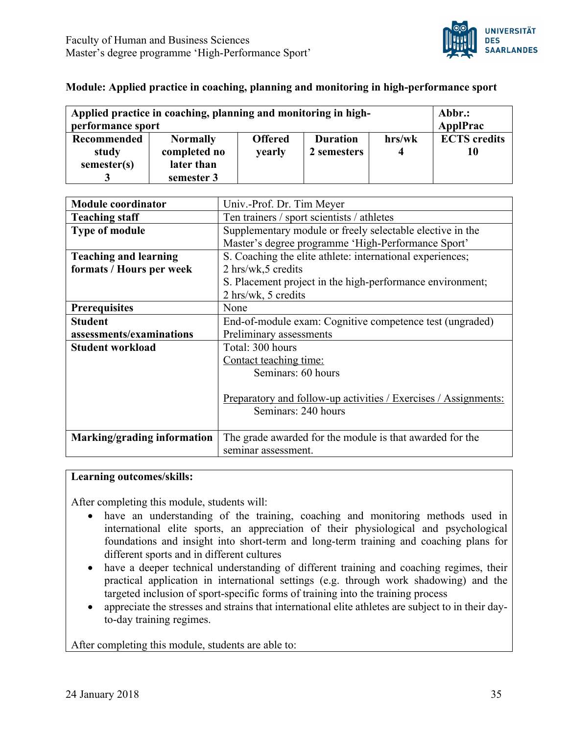**Module: Applied practice in coaching, planning and monitoring in high-performance sport**

| Applied practice in coaching, planning and monitoring in high-performance sport | | | | | Abbr.: ApplPrac |
|---|---|---|---|---|---|
| **Recommended study semester(s)** 3 | **Normally completed no later than** semester 3 | **Offered** yearly | **Duration** 2 semesters | **hrs/wk** 4 | **ECTS credits** 10 |

| | |
|---|---|
| **Module coordinator** | Univ.-Prof. Dr. Tim Meyer |
| **Teaching staff** | Ten trainers / sport scientists / athletes |
| **Type of module** | Supplementary module or freely selectable elective in the Master's degree programme 'High-Performance Sport' |
| **Teaching and learning formats / Hours per week** | S. Coaching the elite athlete: international experiences; 2 hrs/wk,5 credits<br>S. Placement project in the high-performance environment; 2 hrs/wk, 5 credits |
| **Prerequisites** | None |
| **Student assessments/examinations** | End-of-module exam: Cognitive competence test (ungraded)<br>Preliminary assessments |
| **Student workload** | Total: 300 hours<br>Contact teaching time:<br>Seminars: 60 hours<br><br>Preparatory and follow-up activities / Exercises / Assignments:<br>Seminars: 240 hours |
| **Marking/grading information** | The grade awarded for the module is that awarded for the seminar assessment. |

**Learning outcomes/skills:**

After completing this module, students will:

- have an understanding of the training, coaching and monitoring methods used in international elite sports, an appreciation of their physiological and psychological foundations and insight into short-term and long-term training and coaching plans for different sports and in different cultures
- have a deeper technical understanding of different training and coaching regimes, their practical application in international settings (e.g. through work shadowing) and the targeted inclusion of sport-specific forms of training into the training process
- appreciate the stresses and strains that international elite athletes are subject to in their day-to-day training regimes.

After completing this module, students are able to: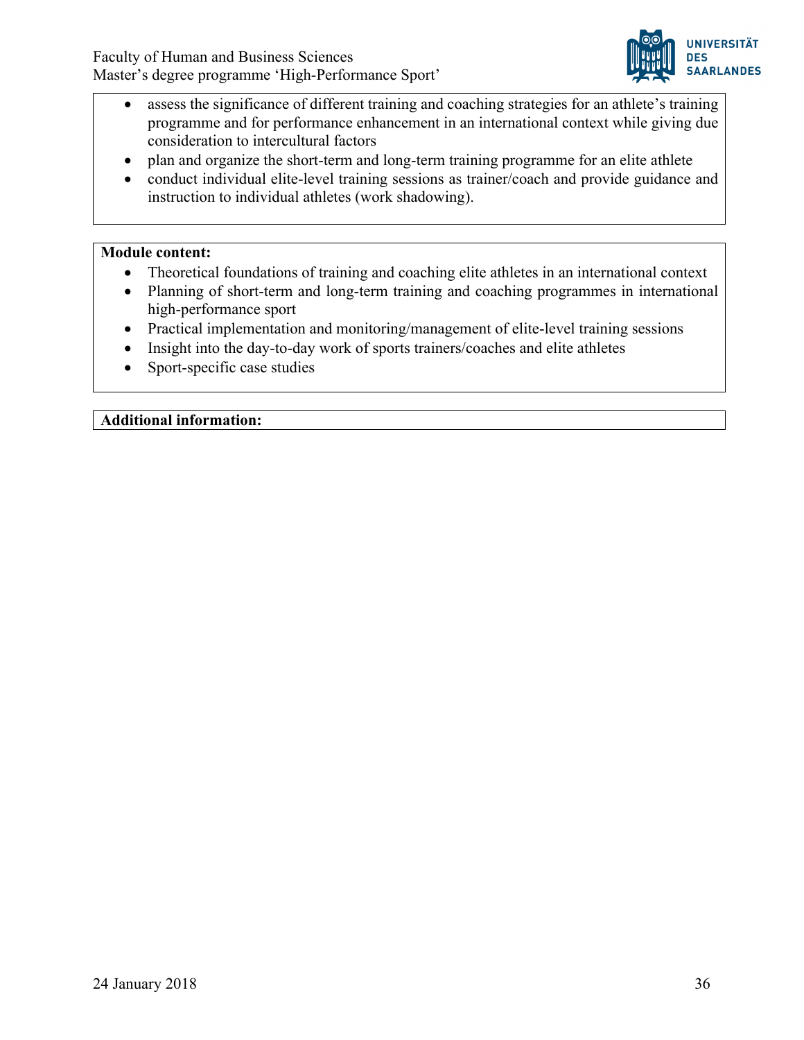- assess the significance of different training and coaching strategies for an athlete's training programme and for performance enhancement in an international context while giving due consideration to intercultural factors
- plan and organize the short-term and long-term training programme for an elite athlete
- conduct individual elite-level training sessions as trainer/coach and provide guidance and instruction to individual athletes (work shadowing).

**Module content:**

- Theoretical foundations of training and coaching elite athletes in an international context
- Planning of short-term and long-term training and coaching programmes in international high-performance sport
- Practical implementation and monitoring/management of elite-level training sessions
- Insight into the day-to-day work of sports trainers/coaches and elite athletes
- Sport-specific case studies

**Additional information:**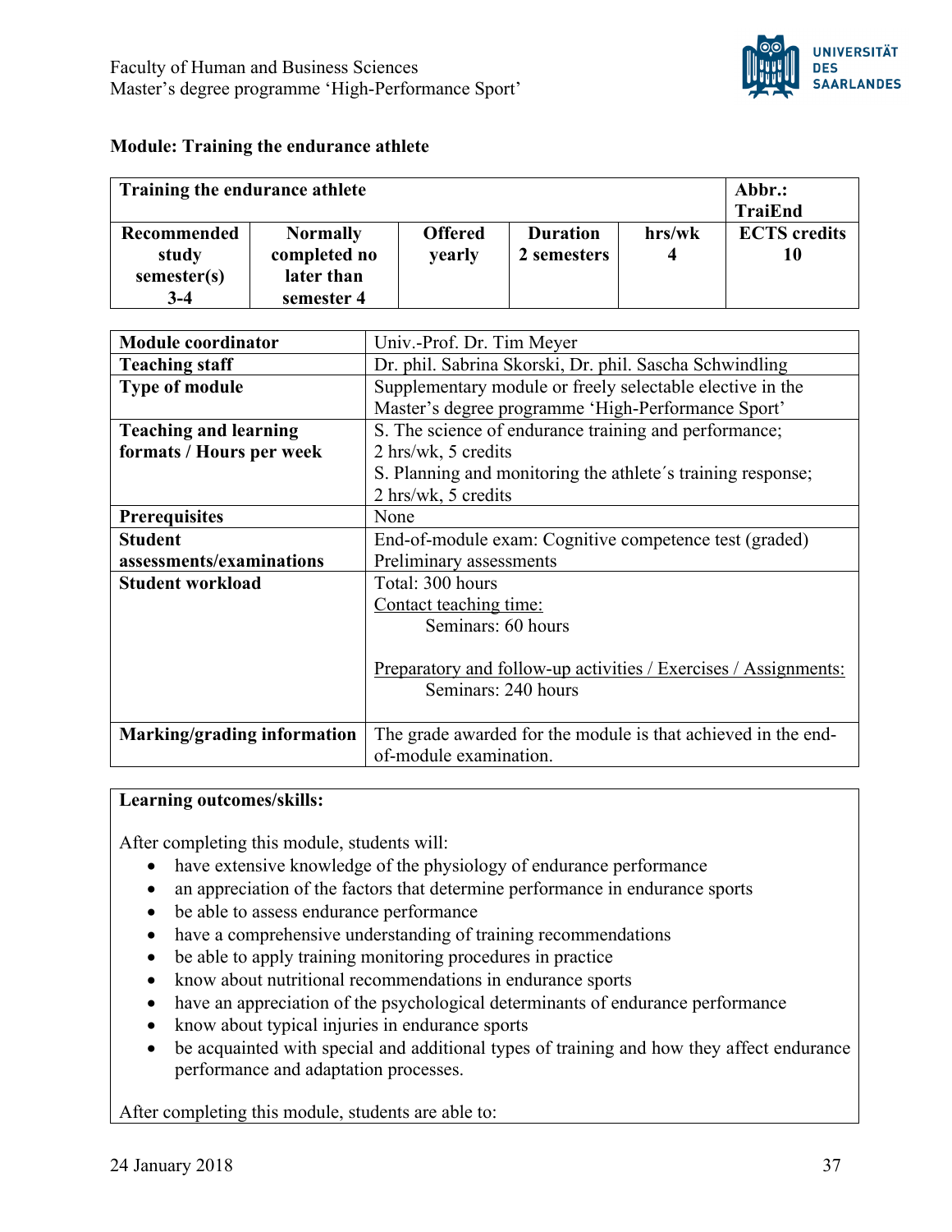## Module: Training the endurance athlete

| Training the endurance athlete | | | | | Abbr.: TraiEnd |
|---|---|---|---|---|---|
| **Recommended study semester(s)** 3-4 | **Normally completed no later than** semester 4 | **Offered** yearly | **Duration** 2 semesters | **hrs/wk** 4 | **ECTS credits** 10 |

| | |
|---|---|
| **Module coordinator** | Univ.-Prof. Dr. Tim Meyer |
| **Teaching staff** | Dr. phil. Sabrina Skorski, Dr. phil. Sascha Schwindling |
| **Type of module** | Supplementary module or freely selectable elective in the Master's degree programme 'High-Performance Sport' |
| **Teaching and learning formats / Hours per week** | S. The science of endurance training and performance; 2 hrs/wk, 5 credits<br>S. Planning and monitoring the athlete´s training response; 2 hrs/wk, 5 credits |
| **Prerequisites** | None |
| **Student assessments/examinations** | End-of-module exam: Cognitive competence test (graded)<br>Preliminary assessments |
| **Student workload** | Total: 300 hours<br>Contact teaching time:<br>Seminars: 60 hours<br><br>Preparatory and follow-up activities / Exercises / Assignments:<br>Seminars: 240 hours |
| **Marking/grading information** | The grade awarded for the module is that achieved in the end-of-module examination. |

**Learning outcomes/skills:**

After completing this module, students will:

- have extensive knowledge of the physiology of endurance performance
- an appreciation of the factors that determine performance in endurance sports
- be able to assess endurance performance
- have a comprehensive understanding of training recommendations
- be able to apply training monitoring procedures in practice
- know about nutritional recommendations in endurance sports
- have an appreciation of the psychological determinants of endurance performance
- know about typical injuries in endurance sports
- be acquainted with special and additional types of training and how they affect endurance performance and adaptation processes.

After completing this module, students are able to: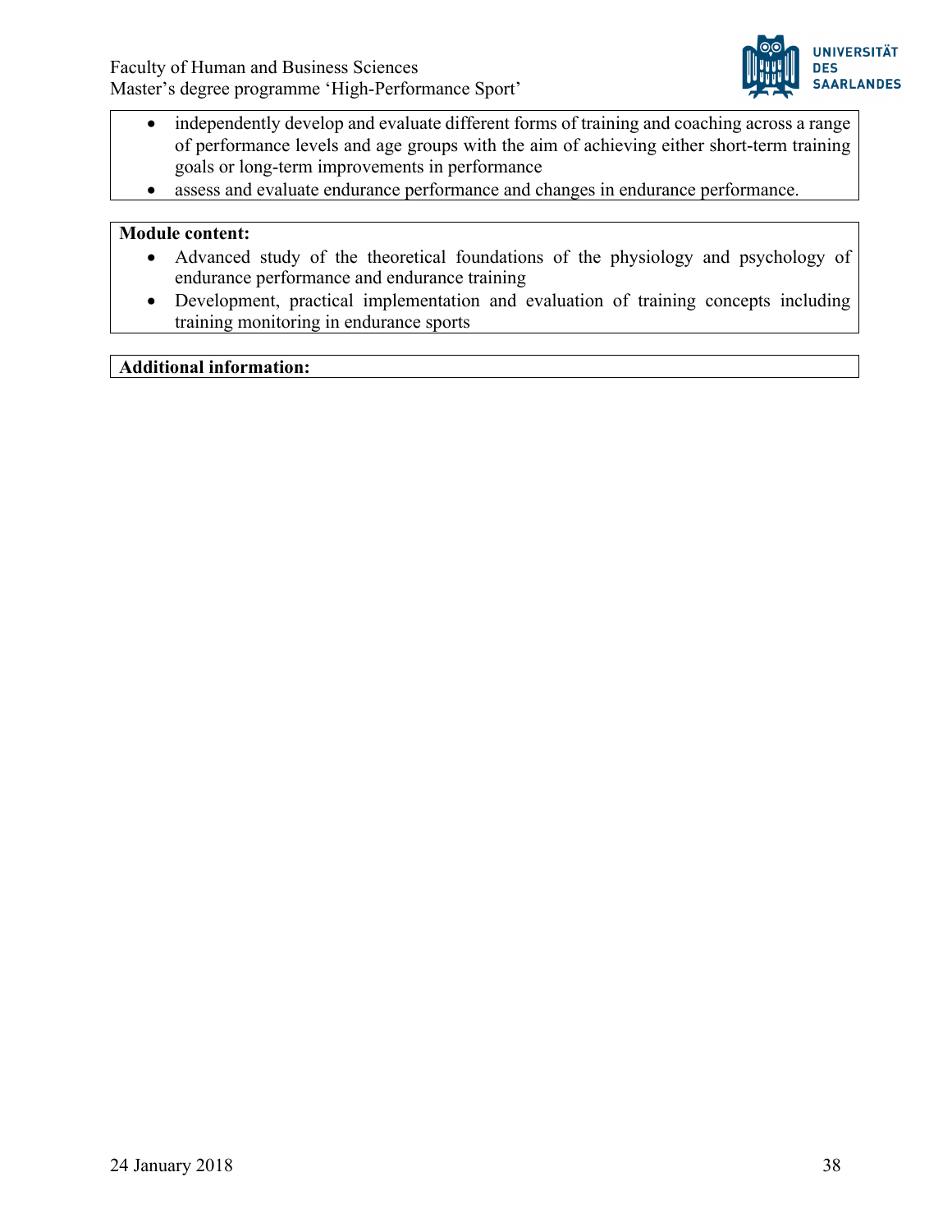- independently develop and evaluate different forms of training and coaching across a range of performance levels and age groups with the aim of achieving either short-term training goals or long-term improvements in performance
- assess and evaluate endurance performance and changes in endurance performance.

**Module content:**

- Advanced study of the theoretical foundations of the physiology and psychology of endurance performance and endurance training
- Development, practical implementation and evaluation of training concepts including training monitoring in endurance sports

**Additional information:**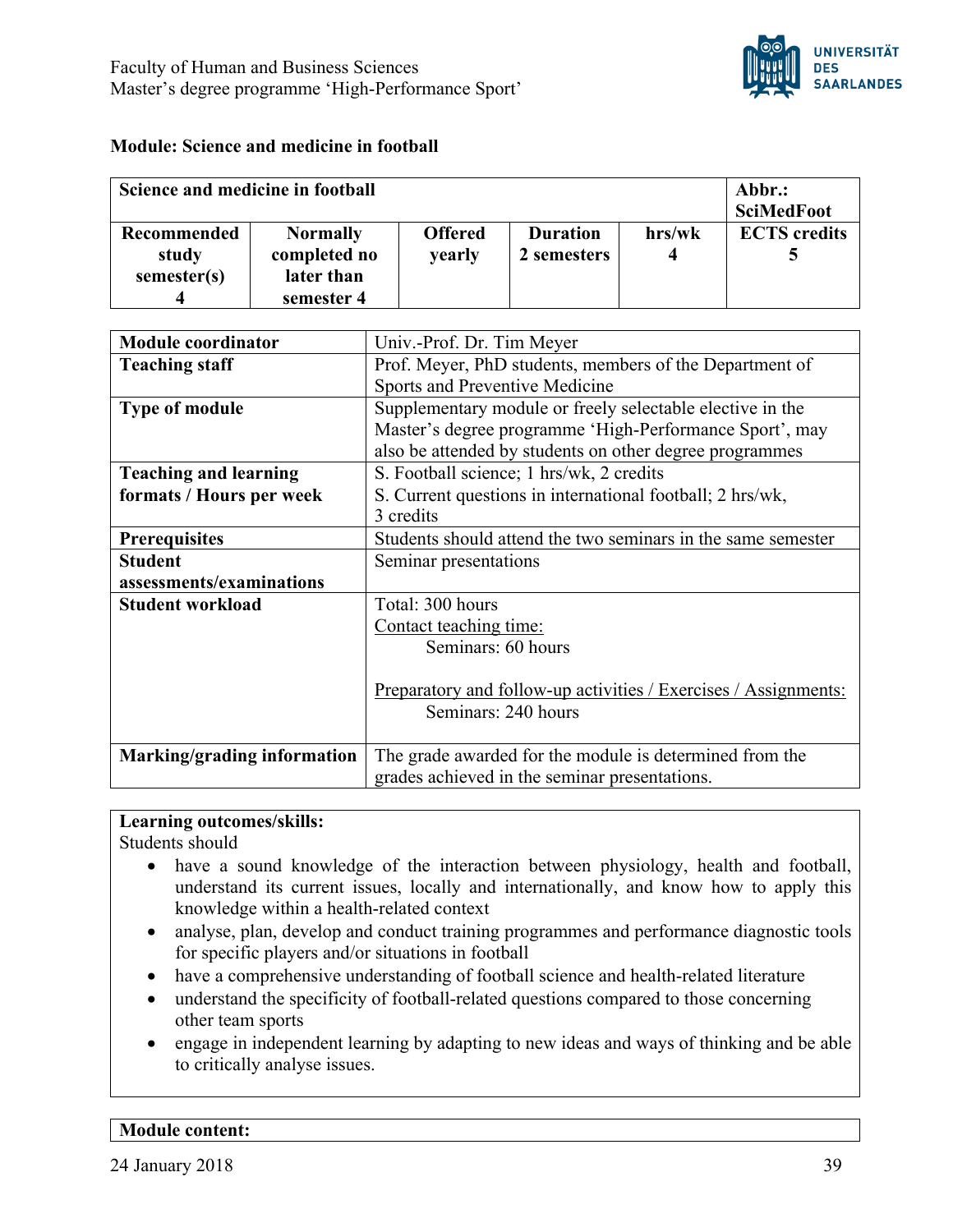Faculty of Human and Business Sciences
Master's degree programme 'High-Performance Sport'

**Module: Science and medicine in football**

| Science and medicine in football | | | | | Abbr.: SciMedFoot |
|---|---|---|---|---|---|
| **Recommended study semester(s)** 4 | **Normally completed no later than** semester 4 | **Offered** yearly | **Duration** 2 semesters | **hrs/wk** 4 | **ECTS credits** 5 |

| | |
|---|---|
| **Module coordinator** | Univ.-Prof. Dr. Tim Meyer |
| **Teaching staff** | Prof. Meyer, PhD students, members of the Department of Sports and Preventive Medicine |
| **Type of module** | Supplementary module or freely selectable elective in the Master's degree programme 'High-Performance Sport', may also be attended by students on other degree programmes |
| **Teaching and learning formats / Hours per week** | S. Football science; 1 hrs/wk, 2 credits<br>S. Current questions in international football; 2 hrs/wk, 3 credits |
| **Prerequisites** | Students should attend the two seminars in the same semester |
| **Student assessments/examinations** | Seminar presentations |
| **Student workload** | Total: 300 hours<br>Contact teaching time:<br>Seminars: 60 hours<br><br>Preparatory and follow-up activities / Exercises / Assignments:<br>Seminars: 240 hours |
| **Marking/grading information** | The grade awarded for the module is determined from the grades achieved in the seminar presentations. |

**Learning outcomes/skills:**

Students should

- have a sound knowledge of the interaction between physiology, health and football, understand its current issues, locally and internationally, and know how to apply this knowledge within a health-related context
- analyse, plan, develop and conduct training programmes and performance diagnostic tools for specific players and/or situations in football
- have a comprehensive understanding of football science and health-related literature
- understand the specificity of football-related questions compared to those concerning other team sports
- engage in independent learning by adapting to new ideas and ways of thinking and be able to critically analyse issues.

**Module content:**

24 January 2018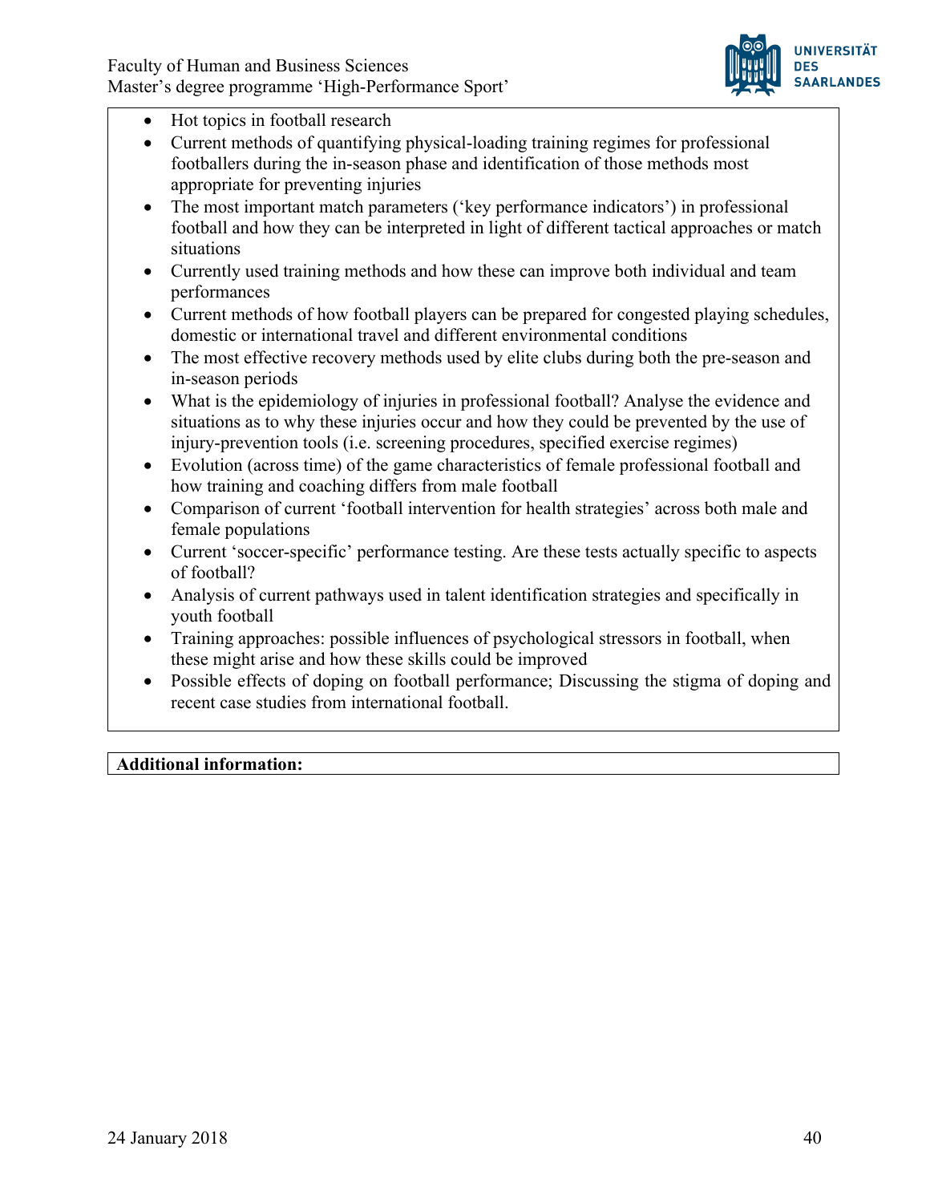- Hot topics in football research
- Current methods of quantifying physical-loading training regimes for professional footballers during the in-season phase and identification of those methods most appropriate for preventing injuries
- The most important match parameters (‘key performance indicators’) in professional football and how they can be interpreted in light of different tactical approaches or match situations
- Currently used training methods and how these can improve both individual and team performances
- Current methods of how football players can be prepared for congested playing schedules, domestic or international travel and different environmental conditions
- The most effective recovery methods used by elite clubs during both the pre-season and in-season periods
- What is the epidemiology of injuries in professional football? Analyse the evidence and situations as to why these injuries occur and how they could be prevented by the use of injury-prevention tools (i.e. screening procedures, specified exercise regimes)
- Evolution (across time) of the game characteristics of female professional football and how training and coaching differs from male football
- Comparison of current ‘football intervention for health strategies’ across both male and female populations
- Current ‘soccer-specific’ performance testing. Are these tests actually specific to aspects of football?
- Analysis of current pathways used in talent identification strategies and specifically in youth football
- Training approaches: possible influences of psychological stressors in football, when these might arise and how these skills could be improved
- Possible effects of doping on football performance; Discussing the stigma of doping and recent case studies from international football.

**Additional information:**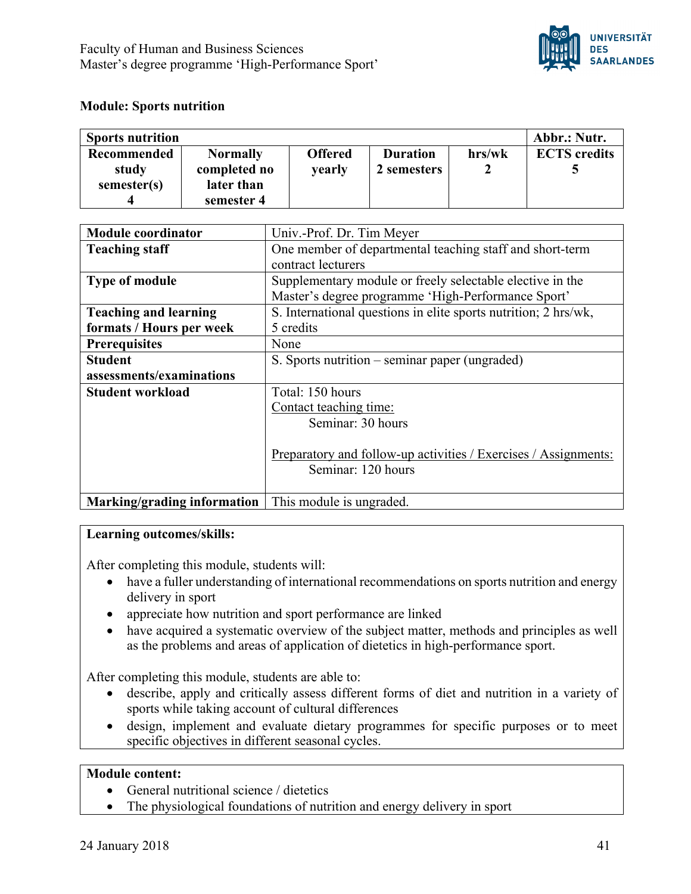## Module: Sports nutrition

| Sports nutrition | | | | | Abbr.: Nutr. |
|---|---|---|---|---|---|
| **Recommended study semester(s)**<br>**4** | **Normally completed no later than semester 4** | **Offered yearly** | **Duration**<br>**2 semesters** | **hrs/wk**<br>**2** | **ECTS credits**<br>**5** |

| | |
|---|---|
| **Module coordinator** | Univ.-Prof. Dr. Tim Meyer |
| **Teaching staff** | One member of departmental teaching staff and short-term contract lecturers |
| **Type of module** | Supplementary module or freely selectable elective in the Master's degree programme 'High-Performance Sport' |
| **Teaching and learning formats / Hours per week** | S. International questions in elite sports nutrition; 2 hrs/wk, 5 credits |
| **Prerequisites** | None |
| **Student assessments/examinations** | S. Sports nutrition – seminar paper (ungraded) |
| **Student workload** | Total: 150 hours<br>Contact teaching time:<br>Seminar: 30 hours<br><br>Preparatory and follow-up activities / Exercises / Assignments:<br>Seminar: 120 hours |
| **Marking/grading information** | This module is ungraded. |

**Learning outcomes/skills:**

After completing this module, students will:

- have a fuller understanding of international recommendations on sports nutrition and energy delivery in sport
- appreciate how nutrition and sport performance are linked
- have acquired a systematic overview of the subject matter, methods and principles as well as the problems and areas of application of dietetics in high-performance sport.

After completing this module, students are able to:

- describe, apply and critically assess different forms of diet and nutrition in a variety of sports while taking account of cultural differences
- design, implement and evaluate dietary programmes for specific purposes or to meet specific objectives in different seasonal cycles.

**Module content:**

- General nutritional science / dietetics
- The physiological foundations of nutrition and energy delivery in sport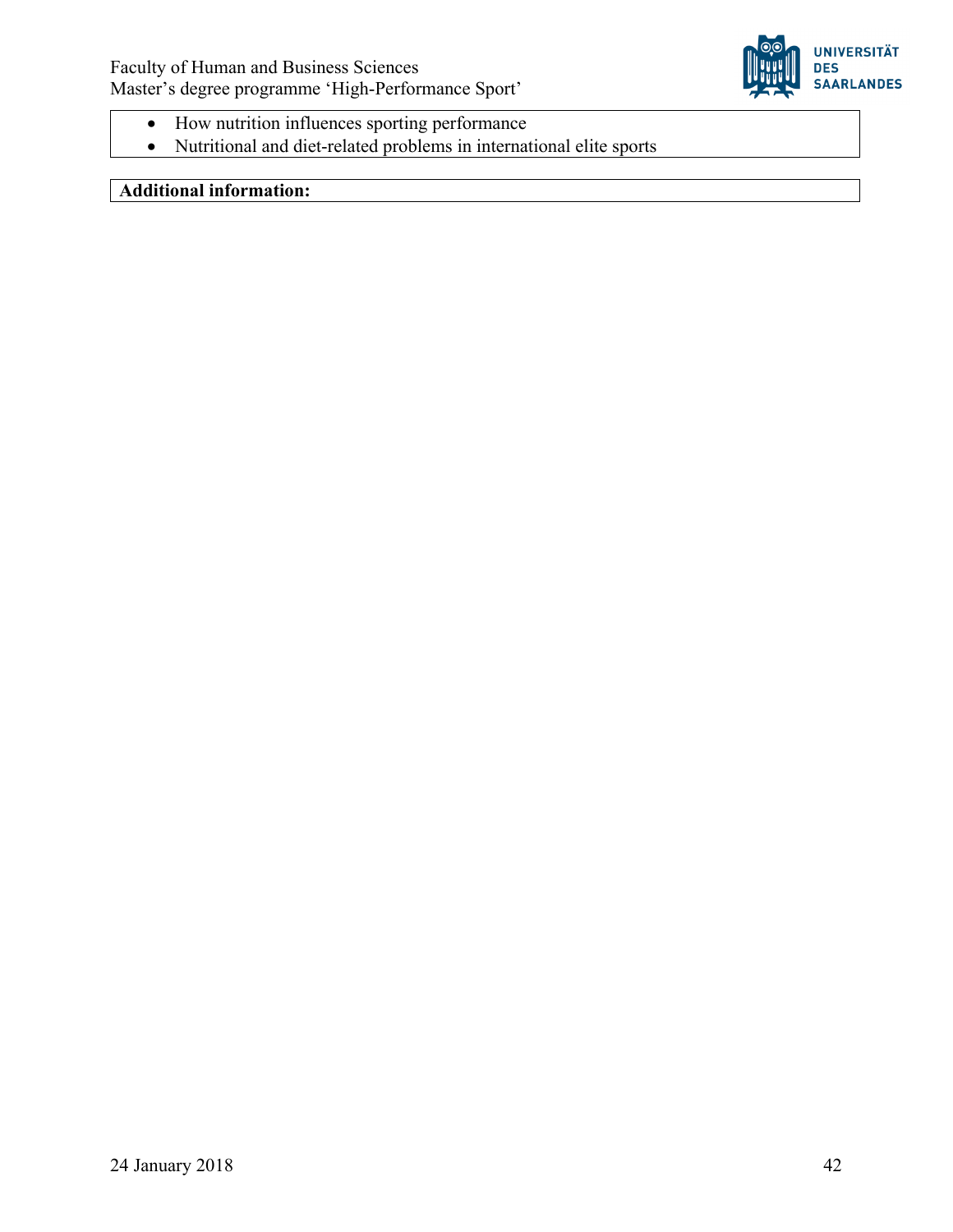- How nutrition influences sporting performance
- Nutritional and diet-related problems in international elite sports

**Additional information:**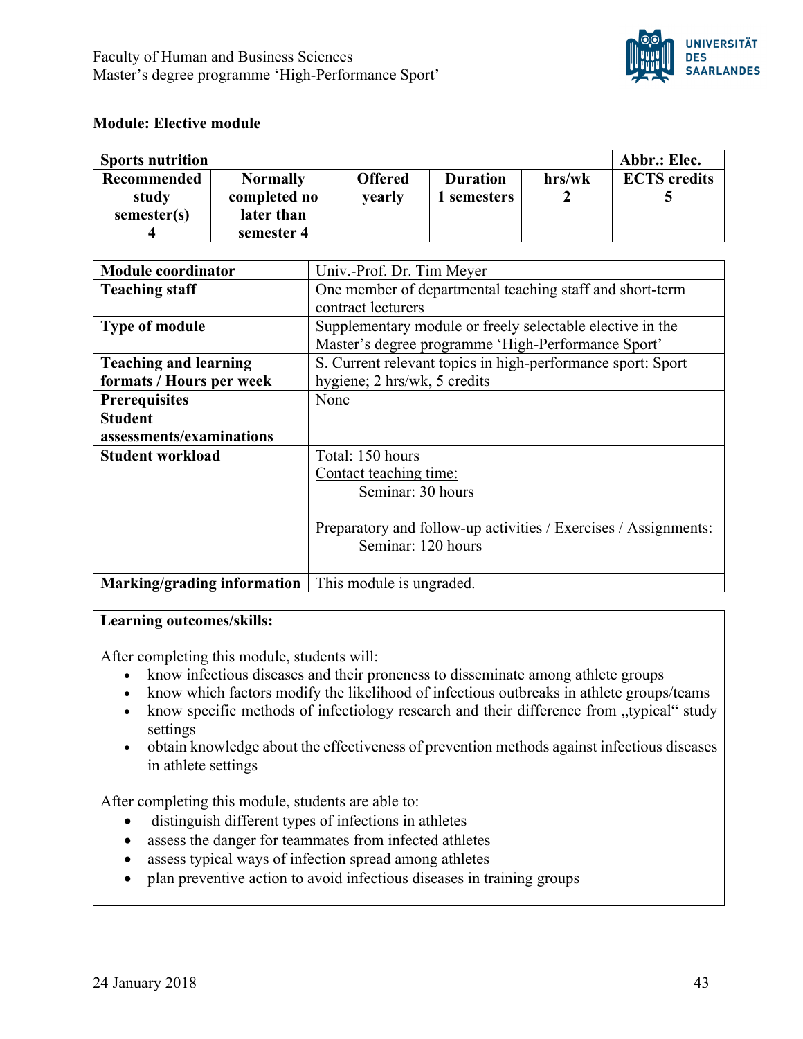**Module: Elective module**

| Sports nutrition | | | | | Abbr.: Elec. |
|---|---|---|---|---|---|
| **Recommended study semester(s)**<br>4 | **Normally completed no later than semester 4** | **Offered**<br>yearly | **Duration**<br>1 semesters | **hrs/wk**<br>2 | **ECTS credits**<br>5 |

| | |
|---|---|
| **Module coordinator** | Univ.-Prof. Dr. Tim Meyer |
| **Teaching staff** | One member of departmental teaching staff and short-term contract lecturers |
| **Type of module** | Supplementary module or freely selectable elective in the Master's degree programme 'High-Performance Sport' |
| **Teaching and learning formats / Hours per week** | S. Current relevant topics in high-performance sport: Sport hygiene; 2 hrs/wk, 5 credits |
| **Prerequisites** | None |
| **Student assessments/examinations** | |
| **Student workload** | Total: 150 hours<br>Contact teaching time:<br>Seminar: 30 hours<br><br>Preparatory and follow-up activities / Exercises / Assignments:<br>Seminar: 120 hours |
| **Marking/grading information** | This module is ungraded. |

**Learning outcomes/skills:**

After completing this module, students will:

- know infectious diseases and their proneness to disseminate among athlete groups
- know which factors modify the likelihood of infectious outbreaks in athlete groups/teams
- know specific methods of infectiology research and their difference from „typical" study settings
- obtain knowledge about the effectiveness of prevention methods against infectious diseases in athlete settings

After completing this module, students are able to:

- distinguish different types of infections in athletes
- assess the danger for teammates from infected athletes
- assess typical ways of infection spread among athletes
- plan preventive action to avoid infectious diseases in training groups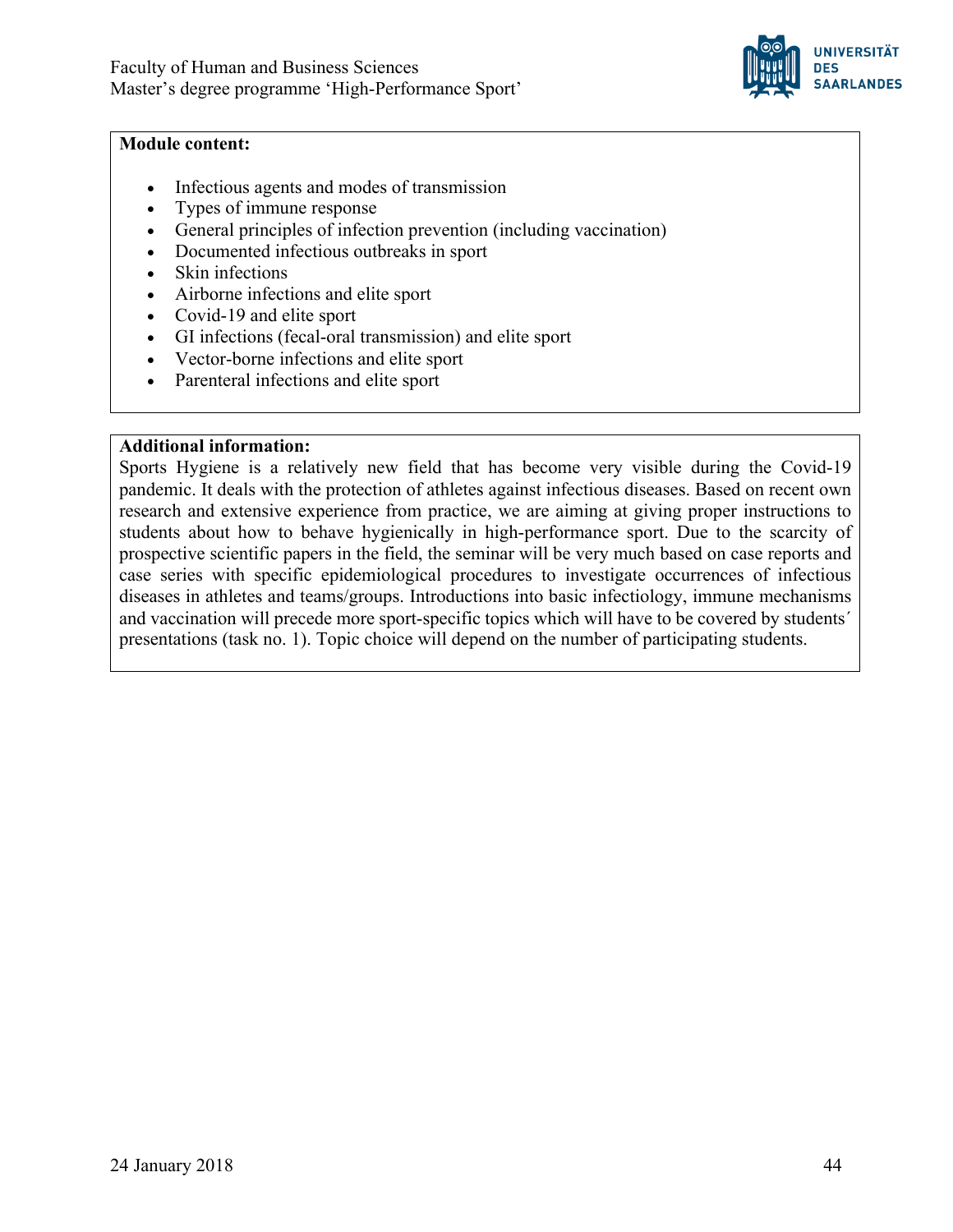**Module content:**

- Infectious agents and modes of transmission
- Types of immune response
- General principles of infection prevention (including vaccination)
- Documented infectious outbreaks in sport
- Skin infections
- Airborne infections and elite sport
- Covid-19 and elite sport
- GI infections (fecal-oral transmission) and elite sport
- Vector-borne infections and elite sport
- Parenteral infections and elite sport

**Additional information:**

Sports Hygiene is a relatively new field that has become very visible during the Covid-19 pandemic. It deals with the protection of athletes against infectious diseases. Based on recent own research and extensive experience from practice, we are aiming at giving proper instructions to students about how to behave hygienically in high-performance sport. Due to the scarcity of prospective scientific papers in the field, the seminar will be very much based on case reports and case series with specific epidemiological procedures to investigate occurrences of infectious diseases in athletes and teams/groups. Introductions into basic infectiology, immune mechanisms and vaccination will precede more sport-specific topics which will have to be covered by students´ presentations (task no. 1). Topic choice will depend on the number of participating students.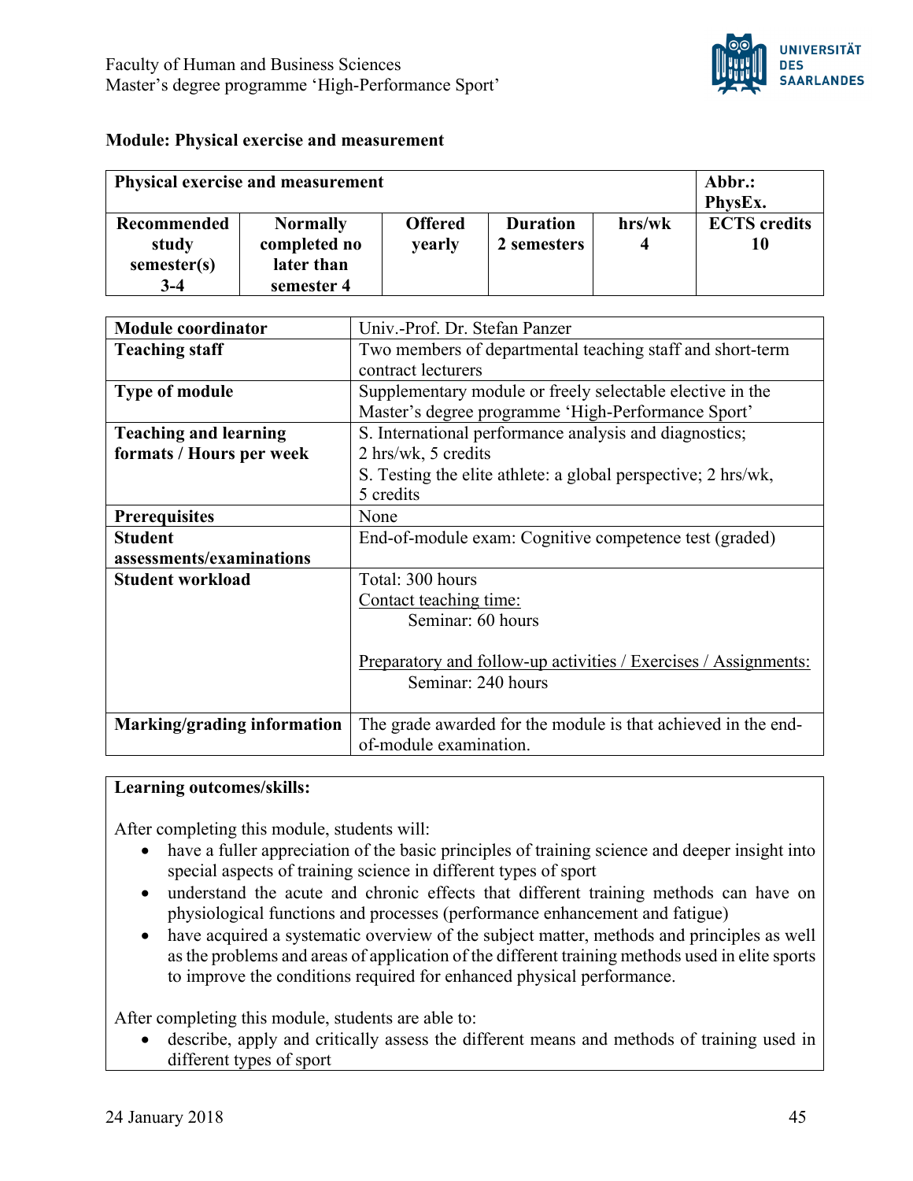## Module: Physical exercise and measurement

| Physical exercise and measurement | | | | | Abbr.: PhysEx. |
|---|---|---|---|---|---|
| **Recommended study semester(s)** 3-4 | **Normally completed no later than** semester 4 | **Offered** yearly | **Duration** 2 semesters | **hrs/wk** 4 | **ECTS credits** 10 |

| | |
|---|---|
| **Module coordinator** | Univ.-Prof. Dr. Stefan Panzer |
| **Teaching staff** | Two members of departmental teaching staff and short-term contract lecturers |
| **Type of module** | Supplementary module or freely selectable elective in the Master's degree programme 'High-Performance Sport' |
| **Teaching and learning formats / Hours per week** | S. International performance analysis and diagnostics; 2 hrs/wk, 5 credits<br>S. Testing the elite athlete: a global perspective; 2 hrs/wk, 5 credits |
| **Prerequisites** | None |
| **Student assessments/examinations** | End-of-module exam: Cognitive competence test (graded) |
| **Student workload** | Total: 300 hours<br>Contact teaching time:<br>Seminar: 60 hours<br><br>Preparatory and follow-up activities / Exercises / Assignments:<br>Seminar: 240 hours |
| **Marking/grading information** | The grade awarded for the module is that achieved in the end-of-module examination. |

**Learning outcomes/skills:**

After completing this module, students will:

- have a fuller appreciation of the basic principles of training science and deeper insight into special aspects of training science in different types of sport
- understand the acute and chronic effects that different training methods can have on physiological functions and processes (performance enhancement and fatigue)
- have acquired a systematic overview of the subject matter, methods and principles as well as the problems and areas of application of the different training methods used in elite sports to improve the conditions required for enhanced physical performance.

After completing this module, students are able to:

- describe, apply and critically assess the different means and methods of training used in different types of sport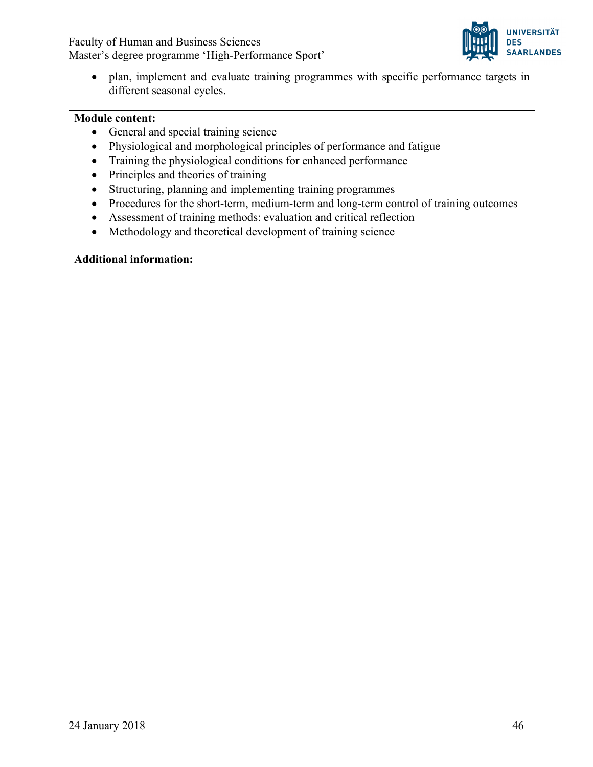- plan, implement and evaluate training programmes with specific performance targets in different seasonal cycles.

**Module content:**

- General and special training science
- Physiological and morphological principles of performance and fatigue
- Training the physiological conditions for enhanced performance
- Principles and theories of training
- Structuring, planning and implementing training programmes
- Procedures for the short-term, medium-term and long-term control of training outcomes
- Assessment of training methods: evaluation and critical reflection
- Methodology and theoretical development of training science

**Additional information:**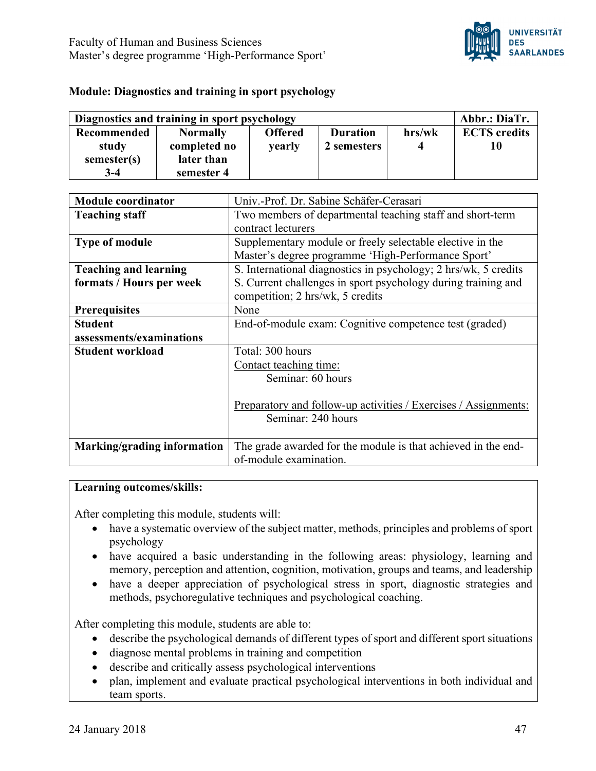## Module: Diagnostics and training in sport psychology

| Diagnostics and training in sport psychology | | | | | Abbr.: DiaTr. |
|---|---|---|---|---|---|
| **Recommended study semester(s)** 3-4 | **Normally completed no later than** semester 4 | **Offered** yearly | **Duration** 2 semesters | **hrs/wk** 4 | **ECTS credits** 10 |

| | |
|---|---|
| **Module coordinator** | Univ.-Prof. Dr. Sabine Schäfer-Cerasari |
| **Teaching staff** | Two members of departmental teaching staff and short-term contract lecturers |
| **Type of module** | Supplementary module or freely selectable elective in the Master's degree programme 'High-Performance Sport' |
| **Teaching and learning formats / Hours per week** | S. International diagnostics in psychology; 2 hrs/wk, 5 credits<br>S. Current challenges in sport psychology during training and competition; 2 hrs/wk, 5 credits |
| **Prerequisites** | None |
| **Student assessments/examinations** | End-of-module exam: Cognitive competence test (graded) |
| **Student workload** | Total: 300 hours<br>Contact teaching time:<br>Seminar: 60 hours<br><br>Preparatory and follow-up activities / Exercises / Assignments:<br>Seminar: 240 hours |
| **Marking/grading information** | The grade awarded for the module is that achieved in the end-of-module examination. |

**Learning outcomes/skills:**

After completing this module, students will:

- have a systematic overview of the subject matter, methods, principles and problems of sport psychology
- have acquired a basic understanding in the following areas: physiology, learning and memory, perception and attention, cognition, motivation, groups and teams, and leadership
- have a deeper appreciation of psychological stress in sport, diagnostic strategies and methods, psychoregulative techniques and psychological coaching.

After completing this module, students are able to:

- describe the psychological demands of different types of sport and different sport situations
- diagnose mental problems in training and competition
- describe and critically assess psychological interventions
- plan, implement and evaluate practical psychological interventions in both individual and team sports.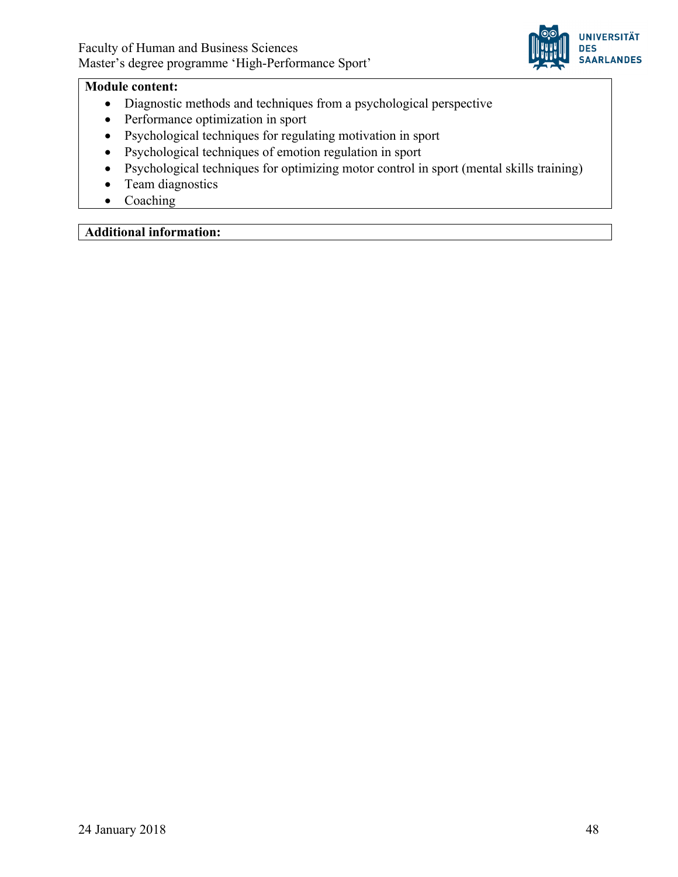**Module content:**

- Diagnostic methods and techniques from a psychological perspective
- Performance optimization in sport
- Psychological techniques for regulating motivation in sport
- Psychological techniques of emotion regulation in sport
- Psychological techniques for optimizing motor control in sport (mental skills training)
- Team diagnostics
- Coaching

**Additional information:**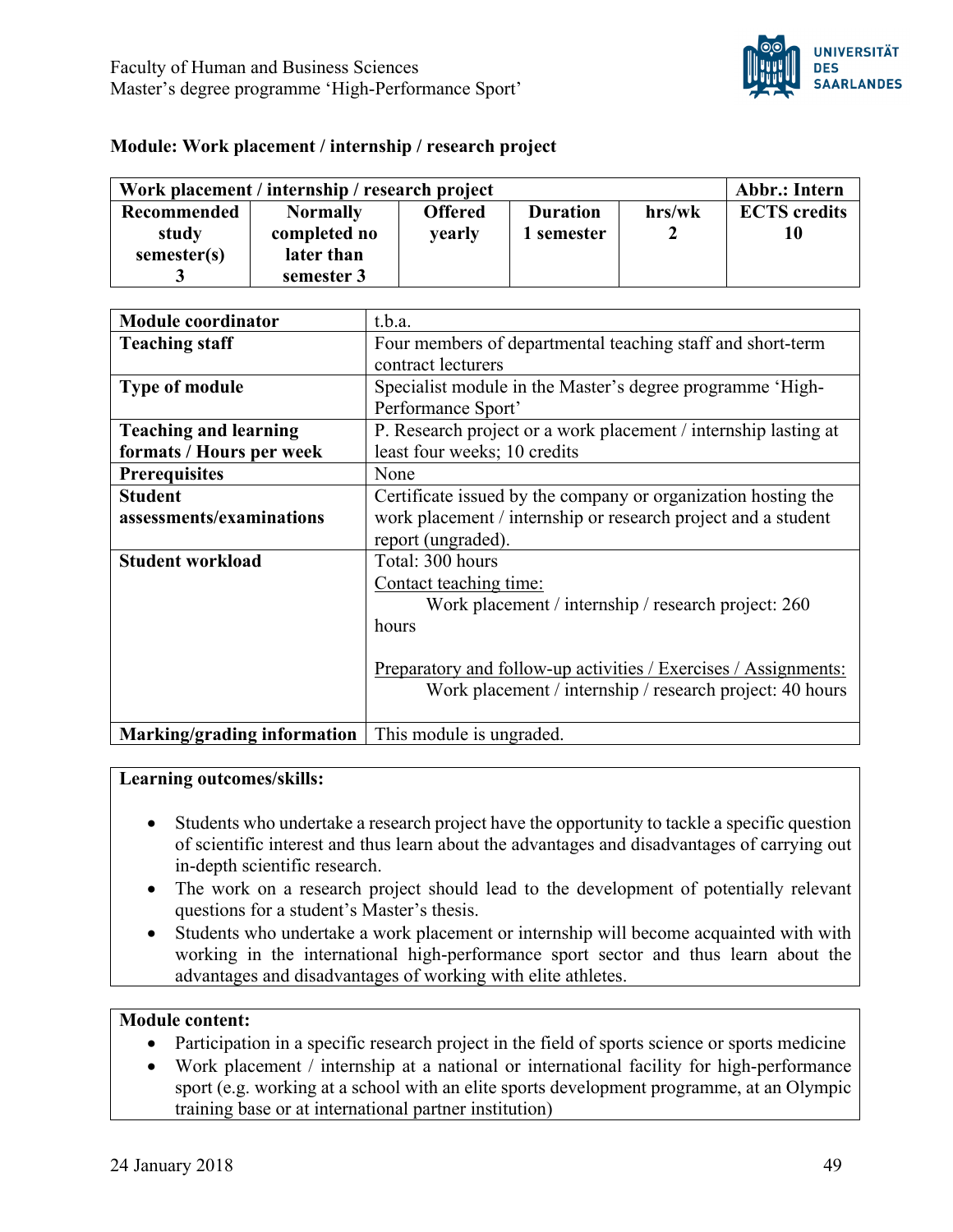## Module: Work placement / internship / research project

| Work placement / internship / research project | | | | | Abbr.: Intern |
|---|---|---|---|---|---|
| **Recommended study semester(s)** 3 | **Normally completed no later than** semester 3 | **Offered** yearly | **Duration** 1 semester | **hrs/wk** 2 | **ECTS credits** 10 |

| | |
|---|---|
| **Module coordinator** | t.b.a. |
| **Teaching staff** | Four members of departmental teaching staff and short-term contract lecturers |
| **Type of module** | Specialist module in the Master's degree programme 'High-Performance Sport' |
| **Teaching and learning formats / Hours per week** | P. Research project or a work placement / internship lasting at least four weeks; 10 credits |
| **Prerequisites** | None |
| **Student assessments/examinations** | Certificate issued by the company or organization hosting the work placement / internship or research project and a student report (ungraded). |
| **Student workload** | Total: 300 hours<br>Contact teaching time:<br>Work placement / internship / research project: 260 hours<br><br>Preparatory and follow-up activities / Exercises / Assignments:<br>Work placement / internship / research project: 40 hours |
| **Marking/grading information** | This module is ungraded. |

**Learning outcomes/skills:**

- Students who undertake a research project have the opportunity to tackle a specific question of scientific interest and thus learn about the advantages and disadvantages of carrying out in-depth scientific research.
- The work on a research project should lead to the development of potentially relevant questions for a student's Master's thesis.
- Students who undertake a work placement or internship will become acquainted with with working in the international high-performance sport sector and thus learn about the advantages and disadvantages of working with elite athletes.

**Module content:**

- Participation in a specific research project in the field of sports science or sports medicine
- Work placement / internship at a national or international facility for high-performance sport (e.g. working at a school with an elite sports development programme, at an Olympic training base or at international partner institution)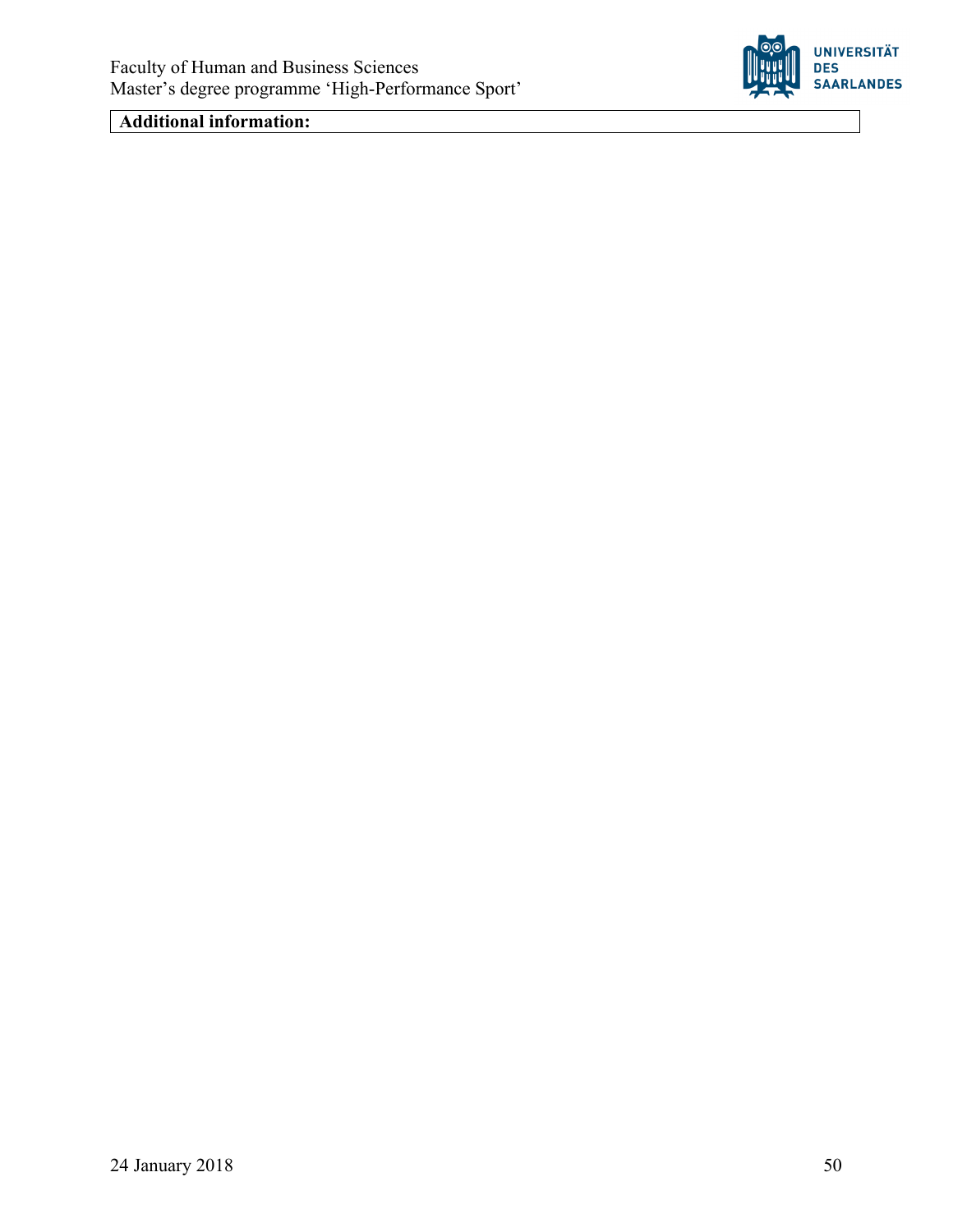| **Additional information:** |
| --- |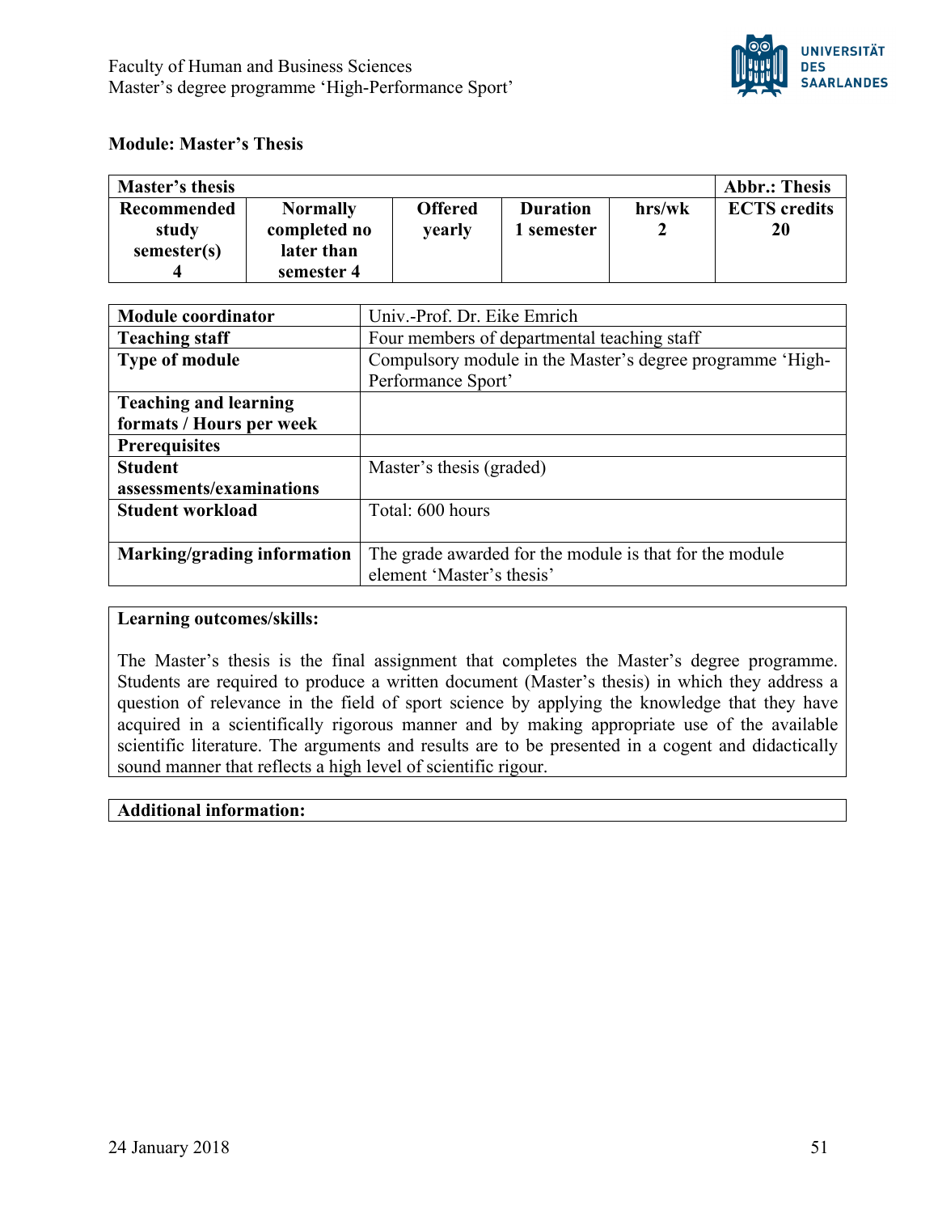## Module: Master's Thesis

| Master's thesis | | | | | Abbr.: Thesis |
|---|---|---|---|---|---|
| **Recommended study semester(s)** 4 | **Normally completed no later than semester 4** | **Offered** yearly | **Duration** 1 semester | **hrs/wk** 2 | **ECTS credits** 20 |

| | |
|---|---|
| **Module coordinator** | Univ.-Prof. Dr. Eike Emrich |
| **Teaching staff** | Four members of departmental teaching staff |
| **Type of module** | Compulsory module in the Master's degree programme 'High-Performance Sport' |
| **Teaching and learning formats / Hours per week** | |
| **Prerequisites** | |
| **Student assessments/examinations** | Master's thesis (graded) |
| **Student workload** | Total: 600 hours |
| **Marking/grading information** | The grade awarded for the module is that for the module element 'Master's thesis' |

**Learning outcomes/skills:**

The Master's thesis is the final assignment that completes the Master's degree programme. Students are required to produce a written document (Master's thesis) in which they address a question of relevance in the field of sport science by applying the knowledge that they have acquired in a scientifically rigorous manner and by making appropriate use of the available scientific literature. The arguments and results are to be presented in a cogent and didactically sound manner that reflects a high level of scientific rigour.

**Additional information:**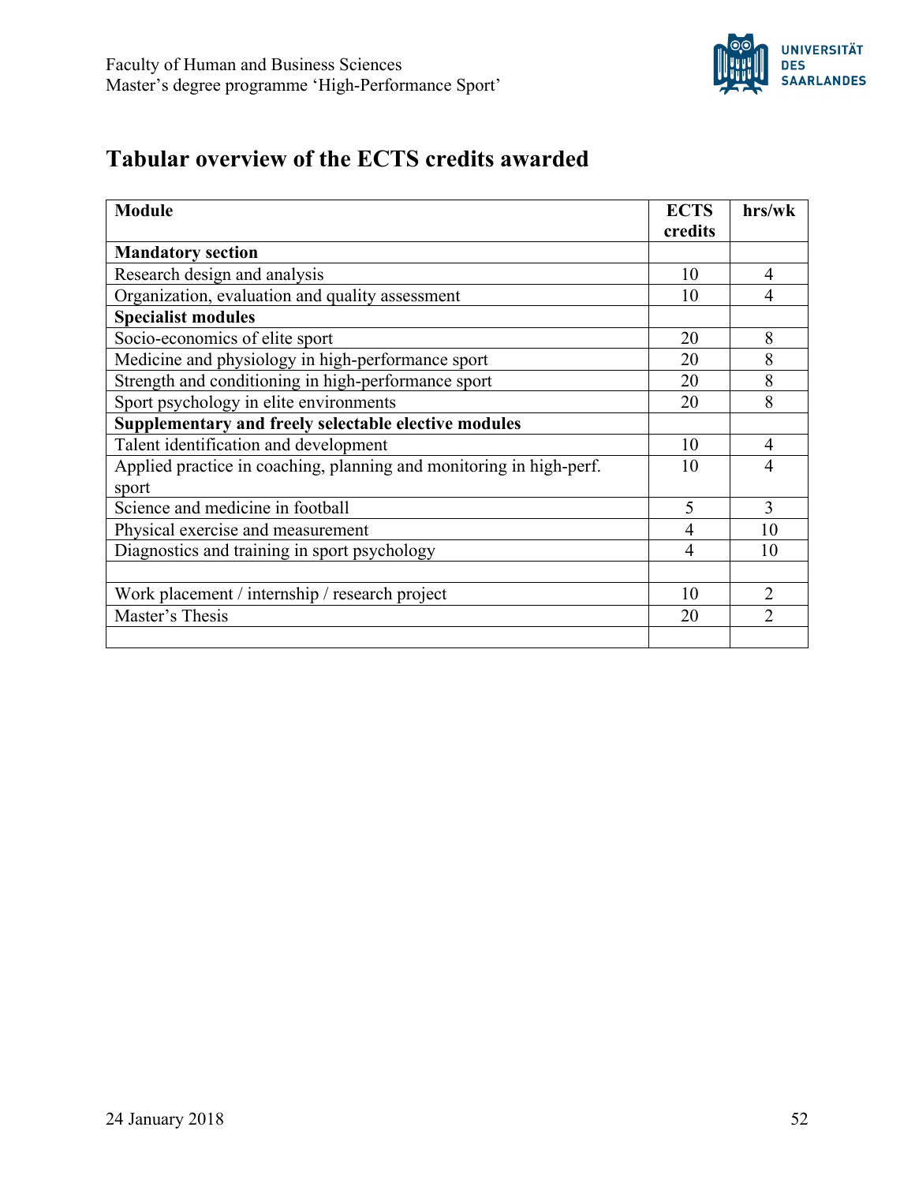## Tabular overview of the ECTS credits awarded

| Module | ECTS credits | hrs/wk |
|---|---|---|
| **Mandatory section** | | |
| Research design and analysis | 10 | 4 |
| Organization, evaluation and quality assessment | 10 | 4 |
| **Specialist modules** | | |
| Socio-economics of elite sport | 20 | 8 |
| Medicine and physiology in high-performance sport | 20 | 8 |
| Strength and conditioning in high-performance sport | 20 | 8 |
| Sport psychology in elite environments | 20 | 8 |
| **Supplementary and freely selectable elective modules** | | |
| Talent identification and development | 10 | 4 |
| Applied practice in coaching, planning and monitoring in high-perf. sport | 10 | 4 |
| Science and medicine in football | 5 | 3 |
| Physical exercise and measurement | 4 | 10 |
| Diagnostics and training in sport psychology | 4 | 10 |
| | | |
| Work placement / internship / research project | 10 | 2 |
| Master's Thesis | 20 | 2 |
| | | |